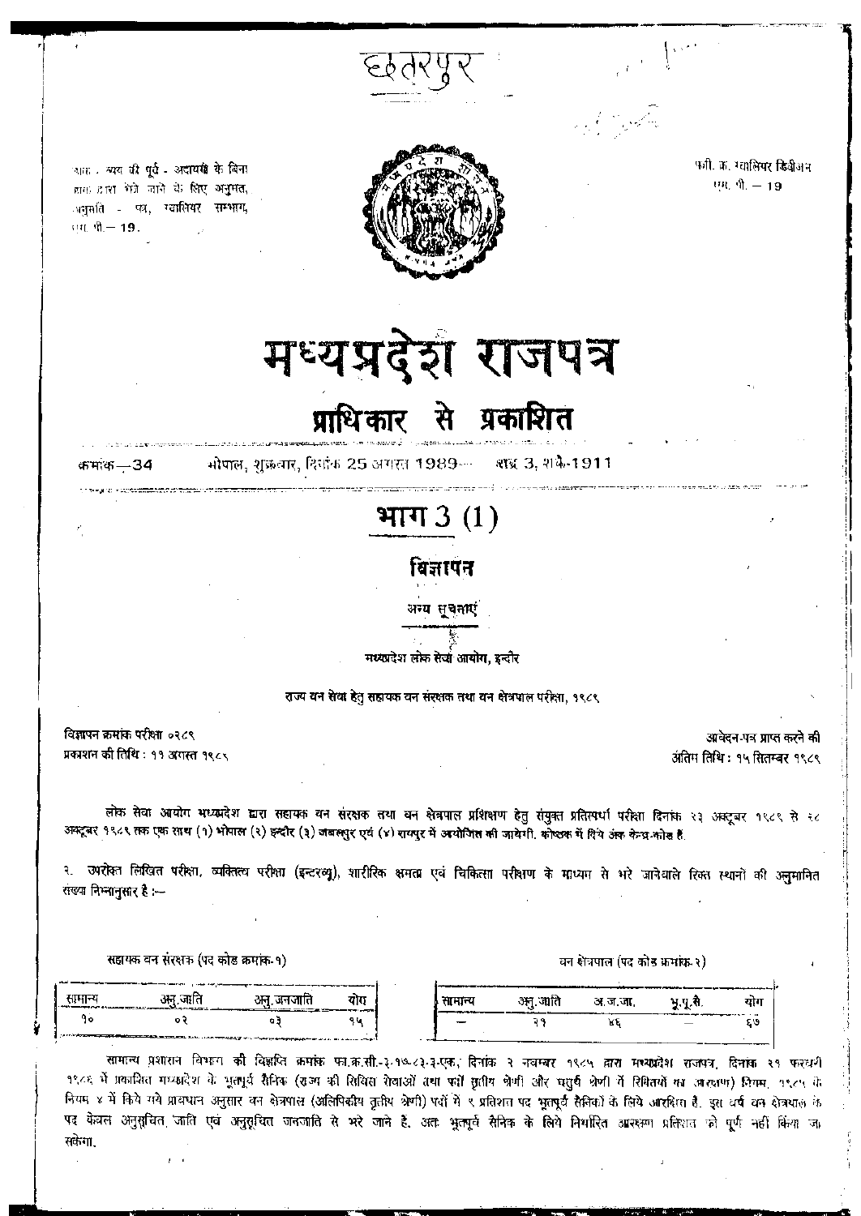छतरपुर

डाक - व्यय की पूर्व - अदायगी के बिना डाक द्वारा भेजे जाने के लिए अनुमत, अनुमति - पत्र, ग्वालियर सम्भाग, एम. पी. — 19.

पंजी. क्र. ग्वालियर डिवीजन एम. पी. — 19

# मध्यप्रदेश राजपत्र

## प्राधिकार से प्रकाशित

क्रमांक — 34 भोपाल, शुक्रवार, दिनांक 25 अगस्त 1989 — भाद्र 3, शके-1911

## भाग 3 (1)

### विज्ञापन

अन्य सूचनाएं

मध्यप्रदेश लोक सेवा आयोग, इन्दौर

राज्य वन सेवा हेतु सहायक वन संरक्षक तथा वन क्षेत्रपाल परीक्षा, १९८९

विज्ञापन क्रमांक परीक्षा ०२८९
प्रकाशन की तिथि : ११ अगस्त १९८९

आवेदन-पत्र प्राप्त करने की अंतिम तिथि : १५ सितम्बर १९८९

लोक सेवा आयोग मध्यप्रदेश द्वारा सहायक वन संरक्षक तथा वन क्षेत्रपाल प्रशिक्षण हेतु संयुक्त प्रतिस्पर्धा परीक्षा दिनांक २३ अक्टूबर १९८९ से २८ अक्टूबर १९८९ तक एक साथ (१) भोपाल (२) इन्दौर (३) जबलपुर एवं (४) रायपुर में आयोजित की जायेगी. कोष्ठक में दिये अंक केन्द्र-कोड हैं.

२. उपरोक्त लिखित परीक्षा, व्यक्तित्व परीक्षा (इन्टरव्यू), शारीरिक क्षमता एवं चिकित्सा परीक्षण के माध्यम से भरे जानेवाले रिक्त स्थानों की अनुमानित संख्या निम्नानुसार है :—

सहायक वन संरक्षक (पद कोड क्रमांक-१)

| सामान्य | अनु.जाति | अनु.जनजाति | योग |
|---|---|---|---|
| १० | ०२ | ०३ | १५ |

वन क्षेत्रपाल (पद कोड क्रमांक-२)

| सामान्य | अनु.जाति | अ.ज.जा. | भू.पू.सै. | योग |
|---|---|---|---|---|
| — | २१ | ४६ | — | ६७ |

सामान्य प्रशासन विभाग की विज्ञप्ति क्रमांक फा.क्र.सी.-३-१७-८३-३-एक, दिनांक २ नवम्बर १९८५ द्वारा मध्यप्रदेश राजपत्र, दिनांक २१ फरवरी १९८६ में प्रकाशित मध्यप्रदेश के भूतपूर्व सैनिक (राज्य की सिविल सेवाओं तथा पदों तृतीय श्रेणी और चतुर्थ श्रेणी में रिक्तियों का आरक्षण) नियम, १९८५ के नियम ४ में किये गये प्रावधान अनुसार वन क्षेत्रपाल (अलिपिकीय तृतीय श्रेणी) पदों में १ प्रतिशत पद भूतपूर्व सैनिकों के लिये आरक्षित है. इस वर्ष वन क्षेत्रपाल के पद केवल अनुसूचित जाति एवं अनुसूचित जनजाति से भरे जाने है, अतः भूतपूर्व सैनिक के लिये निर्धारित आरक्षण प्रतिशत को पूर्ण नहीं किया जा सकेगा.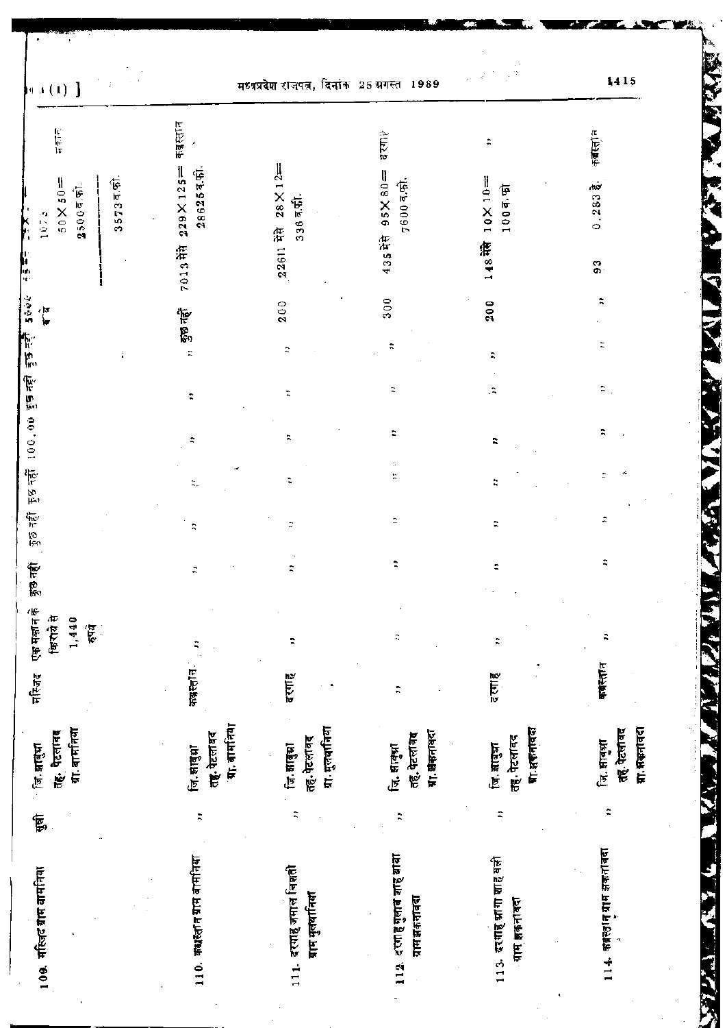| | | | | | | | | | | | | | | |
|---|---|---|---|---|---|---|---|---|---|---|---|---|---|---|
| 109. मस्जिद ग्राम बामनिया | सुन्नी | जि. झाबुआ तह. पेटलावद ग्रा. बामनिया | मस्जिद | एक मकान के किराये से 1,440 रुपये | कुछ नहीं | कुछ नहीं | कुछ नहीं | 100.00 | कुछ नहीं | कुछ नहीं | 5000 रु. | 1073 50×50= 2500 व.फी. 3573 व.फी. | मकान |
| 110. कब्रस्तान ग्राम बामनिया | " | जि. झाबुआ तह. पेटलावद ग्रा. बामनिया | कब्रस्तान | " | " | " | " | " | " | " | कुछ नहीं | 7013 मेंसे 229×125= 28625 व.फी. | कब्रस्तान |
| 111. दरगाह जमाल निजामी ग्राम मुलथानिया | " | जि. झाबुआ तह. पेटलावद ग्रा. मुलथानिया | दरगाह | " | " | " | " | " | " | " | 200 | 22611 मेंसे 28×12= 336 व.फी. | |
| 112. दरगाह गुलाब शाह बाबा ग्राम झकनावदा | " | जि. झाबुआ तह. पेटलावद ग्रा. झकनावदा | " | " | " | " | " | " | " | " | 300 | 435 मेंसे 95×80= 7600 व.फी. | दरगाह |
| 113. दरगाह आगा शाह वली ग्राम झकनावदा | " | जि. झाबुआ तह. पेटलावद ग्रा. झकनावदा | दरगाह | " | " | " | " | " | " | " | 200 | 148 मेंसे 10×10= 100 व.फी | " |
| 114. कब्रस्तान ग्राम झकनावदा | " | जि. झाबुआ तह. पेटलावद ग्रा. झकनावदा | कब्रस्तान | " | " | " | " | " | " | " | " | 93 0.283 हे. | कब्रस्तान |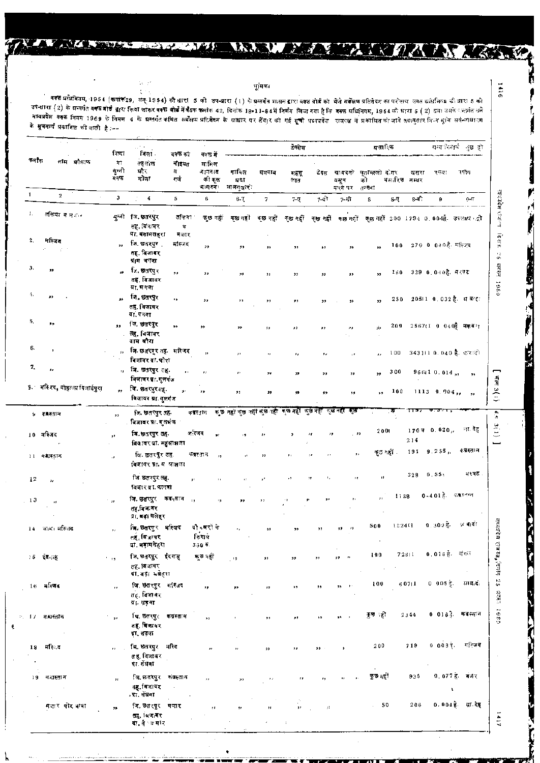सूचना

वक्फ अधिनियम, 1954 (क्रमांक 29, सन् 1954) की धारा 5 की उप-धारा (1) के अन्तर्गत शासन द्वारा वक्फ बोर्ड को भेजे सर्वेक्षण प्रतिवेदन का परीक्षण उक्त अधिनियम की धारा 5 की उप-धारा (2) के अन्तर्गत वक्फ बोर्ड द्वारा किया जाकर वक्फ बोर्ड में बैठक क्रमांक 42, दिनांक 18-11-84 में निर्णय लिया गया है कि वक्फ अधिनियम, 1954 की धारा 5 (2) तथा उसके अन्तर्गत बने मध्यप्रदेश वक्फ नियम 1969 के नियम 4 के अन्तर्गत कथित सर्वेक्षण प्रतिवेदन के आधार पर तैयार की गई सूची मध्यप्रदेश राजपत्र में प्रकाशित की जावे तदानुसार निम्न सूची सर्वसाधारण के सूचनार्थ प्रकाशित की जाती है :—

| क्रमांक | नाम औकाफ | शिया या सुन्नी वक्फ | जिला तहसील और मौजा | वक्फ की नौइयत व गर्ज | वक्फ में शामिल जायदाद की कुल आमदनी | टैक्सेस | | | | | मसारिफ | | | अन्य विवरण कुछ हो | |
|---|---|---|---|---|---|---|---|---|---|---|---|---|---|---|---|
| | | | | | | कायिल अदा मालगुजारी | सेसवान | महसूल लोकल | टैक्स | आमदनी वसूल करने पर तनख्वा | मुतवल्ली को | दीगर मसारिफ | खसरा नम्बर | रकबा | सीमा |
| 1 | 2 | 3 | 4 | 5 | 6 | 6-ए | 7 | 7-ए | 7-बी | 7-सी | 8 | 8-ए | 8-बी | 9 | 9-ए |
| 1. | तकिया व मजार | सुन्नी | जि. छतरपुर तह. बिजावर ग्रा. बक्सवाहा | तकिया व मजार | कुछ नहीं | कुछ नहीं | कुछ नहीं | कुछ नहीं | कुछ नहीं | कुछ नहीं | कुछ नहीं | 200 | 1794 | 0.004है. | उपलब्ध नहीं |
| 2. | मस्जिद | ,, | जि. छतरपुर तह. बिजावर ग्राम बगसा | मस्जिद | ,, | ,, | ,, | ,, | ,, | ,, | ,, | 100 | 270 | 0.040है. | मस्जिद |
| 3. | ,, | ,, | जि. छतरपुर तह. बिजावर ग्रा. बगसा | ,, | ,, | ,, | ,, | ,, | ,, | ,, | ,, | 150 | 339 | 0.040है. | मस्जिद |
| 4. | ,, | ,, | जि. छतरपुर तह. बिजावर ग्रा. पनया | ,, | ,, | ,, | ,, | ,, | ,, | ,, | ,, | 250 | 2051 | 0.032है. | म.बस्ती |
| 5. | ,, | ,, | जि. छतरपुर तह. बिजावर ग्राम चौरा | ,, | ,, | ,, | ,, | ,, | ,, | ,, | ,, | 200 | 2567/1 | 0.040है. | मकबरा |
| 6. | ,, | ,, | जि. छतरपुर तह. बिजावर ग्रा. चौरा | मस्जिद | ,, | ,, | ,, | ,, | ,, | ,, | ,, | 100 | 3431/1 | 0.040है. | आबादी |
| 7. | ,, | ,, | जि. छतरपुर तह. बिजावर ग्रा. गुलगंज | ,, | ,, | ,, | ,, | ,, | ,, | ,, | ,, | 300 | 966/1 | 0.014,, | ,, |
| 8. | मस्जिद, मोहल्ला सिलाईपुरा | ,, | जि. छतरपुर तह. बिजावर ग्रा. गुलगंज | ,, | ,, | ,, | ,, | ,, | ,, | ,, | ,, | 100 | 1113 | 0.004,, | ,, |
| 9 | कब्रस्तान | ,, | जि. छतरपुर तह. बिजावर ग्रा. गुलगंज | कब्रस्तान | कुछ नहीं | कुछ नहीं | कुछ नहीं | कुछ नहीं | कुछ नहीं | कुछ नहीं | कुछ | | 1137 | | |
| 10 | मस्जिद | ,, | जि. छतरपुर तह. बिजावर ग्रा. महुआझाला | मस्जिद | ,, | ,, | ,, | ,, | ,, | ,, | ,, | 200 | 176व 214 | 0.020,, | सा. देह |
| 11 | कब्रस्तान | ,, | जि. छतरपुर तह. बिजावर ग्रा. म. झाला | कब्रस्तान | ,, | ,, | ,, | ,, | ,, | ,, | ,, | कुछ नहीं | 191 | 9.255,, | कब्रस्तान |
| 12 | ,, | | जि. छतरपुर तह. बिजावर ग्रा. बगसा | ,, | ,, | ,, | ,, | ,, | ,, | ,, | ,, | ,, | 328 | 0.55 | मरघट |
| 13 | ,, | ,, | जि. छतरपुर तह. बिजावर ग्रा. बड़ा मलेहरा | कब्रस्तान | ,, | ,, | ,, | ,, | ,, | ,, | ,, | ,, | 1128 | 0-401है. | कब्रस्तान |
| 14 | जामा मस्जिद | ,, | जि. छतरपुर तह. बिजावर ग्रा. बड़ामलेहरा | मस्जिद | दो दुकानों के किराये 360 रु. | ,, | ,, | ,, | ,, | ,, | ,, | 500 | 1524/1 | 0.300है. | प्र.बाड़ी |
| 15 | ईदगाह | ,, | जि. छतरपुर तह. बिजावर ग्रा. बड़ा मलेहरा | ईदगाह | कुछ नहीं | ,, | ,, | ,, | ,, | ,, | ,, | 100 | 728/1 | 0.018है. | बंजर |
| 16 | मस्जिद | ,, | जि. छतरपुर तह. बिजावर ग्रा. सड़वा | मस्जिद | ,, | ,, | ,, | ,, | ,, | ,, | ,, | 100 | 607/1 | 0.005है. | आबादी |
| 17 | कब्रस्तान | ,, | जि. छतरपुर तह. बिजावर ग्रा. सड़वा | कब्रस्तान | ,, | ,, | ,, | ,, | ,, | ,, | ,, | कुछ नहीं | 2344 | 0.018है. | कब्रस्तान |
| 18 | मस्जिद | ,, | जि. छतरपुर तह. बिजावर ग्रा. सेंधवा | मस्जिद | ,, | ,, | ,, | ,, | ,, | ,, | ,, | 200 | 719 | 0.003है. | मस्जिद |
| 19 | कब्रस्तान | ,, | जि. छतरपुर तह. बिजावर ग्रा. सेंधवा | कब्रस्तान | ,, | ,, | ,, | ,, | ,, | ,, | ,, | कुछ नहीं | 935 | 0.077है. | बंजर |
| | मजार पीर बाबा | ,, | जि. छतरपुर तह. बिजावर ग्रा. तै....मार | मजार | ,, | ,, | ,, | ,, | ,, | ,, | ,, | 50 | 206 | 0.004है. | सा. देह |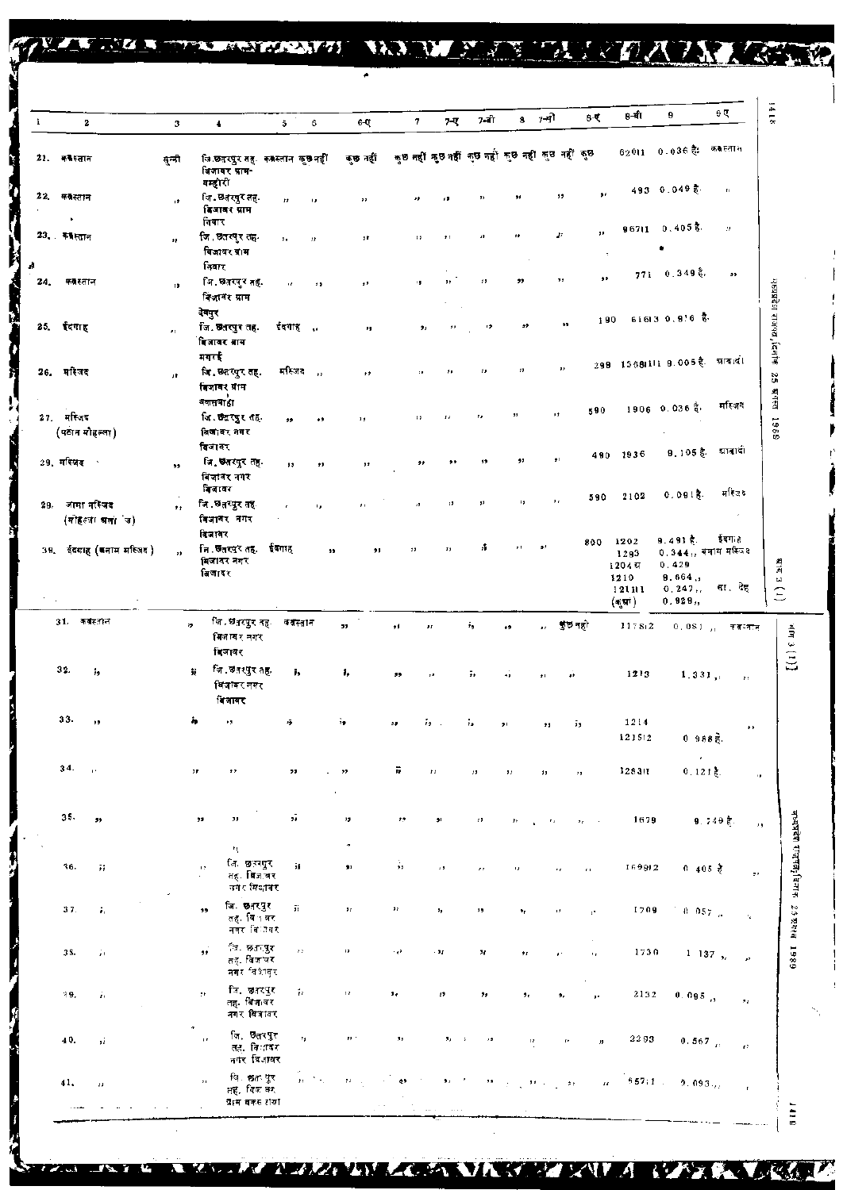| 1 | 2 | 3 | 4 | 5 | 6 | 6-ए | 7 | 7-ए | 7-बी | 8 | 7-सी | 8-ए | 8-बी | 9 | 9 ए |
|---|---|---|---|---|---|---|---|---|---|---|---|---|---|---|---|
| 21. | कब्रस्तान | सुन्नी | जि. छतरपुर तह. बिजावर ग्राम बम्होरी | कब्रस्तान | कुछ नहीं | कुछ नहीं | कुछ नहीं | कुछ नहीं | कुछ नहीं | कुछ नहीं | कुछ नहीं | कुछ | 62011 | 0.036 है. | कब्रस्तान |
| 22. | कब्रस्तान | ,, | जि. छतरपुर तह. बिजावर ग्राम निवार | ,, | ,, | ,, | ,, | ,, | ,, | ,, | ,, | ,, | 493 | 0.049 है. | ,, |
| 23. | कब्रस्तान | ,, | जि. छतरपुर तह. बिजावर ग्राम निवार | ,, | ,, | ,, | ,, | ,, | ,, | ,, | ,, | ,, | 96711 | 0.405 है. | ,, |
| 24. | कब्रस्तान | ,, | जि. छतरपुर तह. बिजावर ग्राम देवपुर | ,, | ,, | ,, | ,, | ,, | ,, | ,, | ,, | ,, | 771 | 0.349 है. | ,, |
| 25. | ईदगाह | ,, | जि. छतरपुर तह. बिजावर ग्राम मगरई | ईदगाह | ,, | ,, | ,, | ,, | ,, | ,, | ,, | 190 | 61613 | 0.816 है. | |
| 26. | मस्जिद | ,, | जि. छतरपुर तह. बिजावर ग्राम कसारबोडी | मस्जिद | ,, | ,, | ,, | ,, | ,, | ,, | ,, | 298 | 1368111 | 9.005 है. | आबादी |
| 27. | मस्जिद (पठान मोहल्ला) | | जि. छतरपुर तह. बिजावर नगर बिजावर | ,, | ,, | ,, | ,, | ,, | ,, | ,, | ,, | 590 | 1906 | 0.036 है. | मस्जिद |
| 28. | मस्जिद | ,, | जि. छतरपुर तह. बिजावर नगर बिजावर | ,, | ,, | ,, | ,, | ,, | ,, | ,, | ,, | 490 | 1936 | 9.105 है. | आबादी |
| 29. | जामा मस्जिद (मोहल्ला ...) | ,, | जि. छतरपुर तह. बिजावर नगर बिजावर | ,, | ,, | ,, | ,, | ,, | ,, | ,, | ,, | 590 | 2102 | 0.091 है. | मस्जिद |
| 30. | ईदगाह (बनाम मस्जिद) | ,, | जि. छतरपुर तह. बिजावर नगर बिजावर | ईदगाह | ,, | ,, | ,, | ,, | ,, | ,, | ,, | 800 | 1202<br>1203<br>1204 ग<br>1210<br>12111<br>(कुल) | 9.491 है.<br>0.344,,<br>0.429<br>8.664,,<br>0.247,,<br>0.929,, | ईदगाह<br>बनाम मस्जिद<br><br><br>ना. देह |
| 31. | कब्रस्तान | ,, | जि. छतरपुर तह. बिजावर नगर बिजावर | कब्रस्तान | ,, | ,, | ,, | ,, | ,, | ,, | ,, | कुछ नहीं | 117812 | 0.081 ,, | कब्रस्तान |
| 32. | ,, | ,, | जि. छतरपुर तह. बिजावर नगर बिजावर | ,, | ,, | ,, | ,, | ,, | ,, | ,, | ,, | | 1213 | 1.331 ,, | ,, |
| 33. | ,, | ,, | ,, | ,, | ,, | ,, | ,, | ,, | ,, | ,, | ,, | | 1214<br>121512 | 0.988 है. | ,, |
| 34. | ,, | ,, | ,, | ,, | ,, | ,, | ,, | ,, | ,, | ,, | ,, | | 126311 | 0.121 है. | ,, |
| 35. | ,, | ,, | ,, | ,, | ,, | ,, | ,, | ,, | ,, | ,, | ,, | | 1679 | 9.749 है. | ,, |
| 36. | ,, | ,, | जि. छतरपुर तह. बिजावर नगर बिजावर | ,, | ,, | ,, | ,, | ,, | ,, | ,, | ,, | | 169912 | 0.405 है | ,, |
| 37. | ,, | ,, | जि. छतरपुर तह. बिजावर नगर बिजावर | ,, | ,, | ,, | ,, | ,, | ,, | ,, | ,, | | 1709 | 0.057 ,, | ,, |
| 38. | ,, | ,, | जि. छतरपुर तह. बिजावर नगर बिजावर | ,, | ,, | ,, | ,, | ,, | ,, | ,, | ,, | | 1730 | 1.137 ,, | ,, |
| 39. | ,, | ,, | जि. छतरपुर तह. बिजावर नगर बिजावर | ,, | ,, | ,, | ,, | ,, | ,, | ,, | ,, | | 2132 | 0.095 ,, | ,, |
| 40. | ,, | ,, | जि. छतरपुर तह. बिजावर नगर बिजावर | ,, | ,, | ,, | ,, | ,, | ,, | ,, | ,, | | 2263 | 0.567 ,, | ,, |
| 41. | ,, | ,, | जि. छतरपुर तह. बिजावर ग्राम बसरहटा | ,, | ,, | ,, | ,, | ,, | ,, | ,, | ,, | | 65711 | 0.093 ,, | ,, |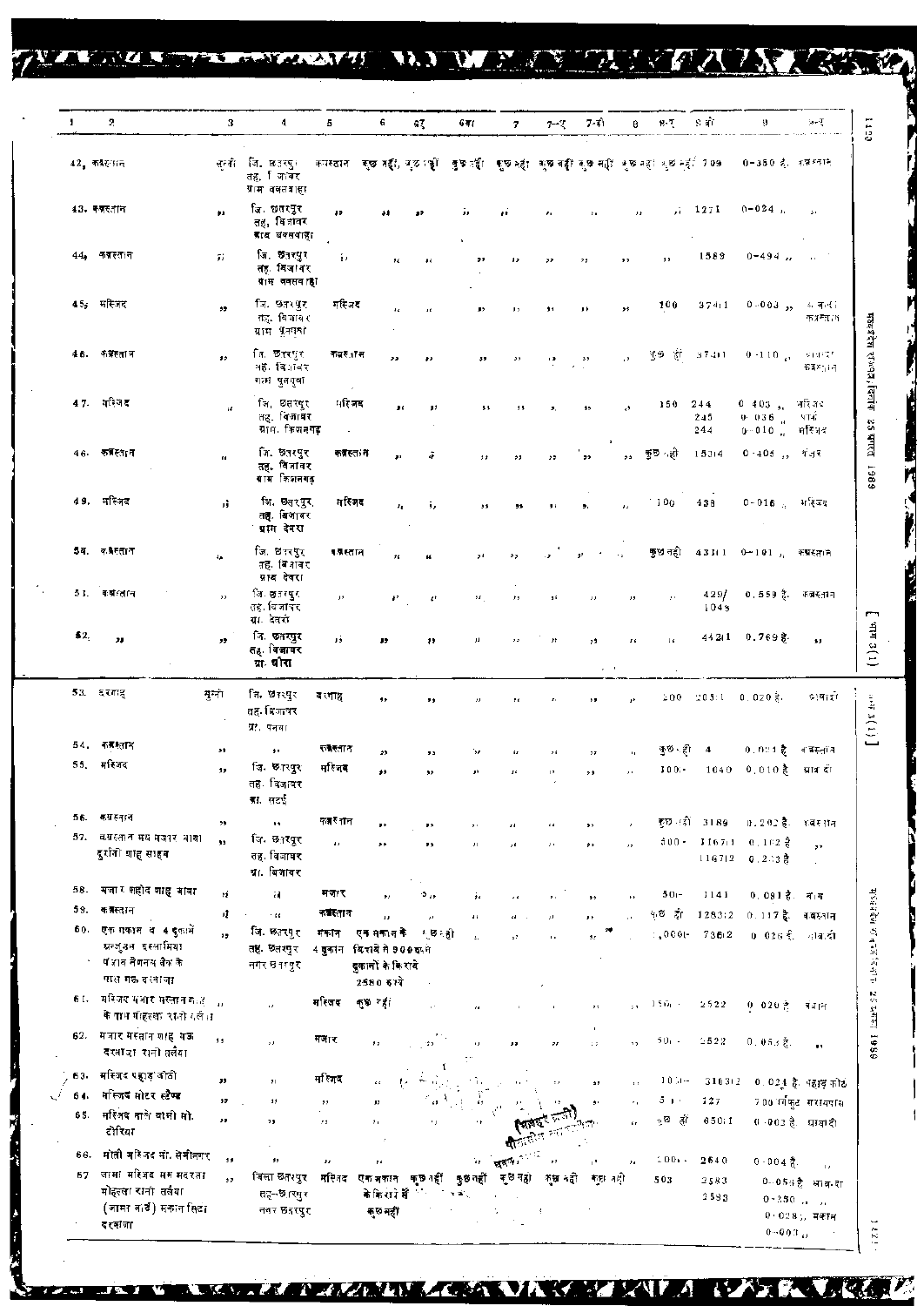| 1 | 2 | 3 | 4 | 5 | 6 | 6ए | 6बी | 7 | 7-ए | 7-बी | 8 | 8-ए | 8 बी | 9 | 10 |
|---|---|---|---|---|---|---|---|---|---|---|---|---|---|---|---|
| 42. | कब्रस्तान | सुन्नी | जि. छतरपुर तह. बिजावर ग्राम बलसवाहा | कब्रस्तान | कुछ नहीं | कुछ नहीं | कुछ नहीं | कुछ नहीं | कुछ नहीं | कुछ नहीं | कुछ नहीं | कुछ नहीं | 709 | 0-350 है. | कब्रस्तान |
| 43. | कब्रस्तान | ,, | जि. छतरपुर तह. बिजावर ग्राम बलसवाहा | ,, | ,, | ,, | ,, | ,, | ,, | ,, | ,, | ,, | 1271 | 0-024 ,, | ,, |
| 44. | कब्रस्तान | ,, | जि. छतरपुर तह. बिजावर ग्राम बलसवाहा | ,, | ,, | ,, | ,, | ,, | ,, | ,, | ,, | ,, | 1589 | 0-494 ,, | ,, |
| 45. | मस्जिद | ,, | जि. छतरपुर तह. बिजावर ग्राम धुवपुवा | मस्जिद | ,, | ,, | ,, | ,, | ,, | ,, | ,, | 100 | 374/1 | 0-003 ,, | मस्जिद कब्रस्तान |
| 46. | कब्रस्तान | ,, | जि. छतरपुर तह. बिजावर ग्राम धुवपुवा | कब्रस्तान | ,, | ,, | ,, | ,, | ,, | ,, | ,, | कुछ नहीं | 374/1 | 0-110 ,, | कब्रस्तान |
| 47. | मस्जिद | ,, | जि. छतरपुर तह. बिजावर ग्राम किशनगढ़ | मस्जिद | ,, | ,, | ,, | ,, | ,, | ,, | ,, | 150 | 244<br>245<br>244 | 0-403 ,,<br>0-036 ,,<br>0-010 ,, | मस्जिद<br>पार्क<br>मस्जिद |
| 48. | कब्रस्तान | ,, | जि. छतरपुर तह. बिजावर ग्राम किशनगढ़ | कब्रस्तान | ,, | ,, | ,, | ,, | ,, | ,, | ,, | कुछ नहीं | 1531/4 | 0-405 ,, | बंजर |
| 49. | मस्जिद | ,, | जि. छतरपुर तह. बिजावर ग्राम देवरा | मस्जिद | ,, | ,, | ,, | ,, | ,, | ,, | ,, | 100 | 438 | 0-016 ,, | मस्जिद |
| 50. | कब्रस्तान | ,, | जि. छतरपुर तह. बिजावर ग्राम देवरा | कब्रस्तान | ,, | ,, | ,, | ,, | ,, | ,, | ,, | कुछ नहीं | 431/1 | 0-101 ,, | कब्रस्तान |
| 51. | कब्रस्तान | ,, | जि. छतरपुर तह. बिजावर ग्रा. देवरा | ,, | ,, | ,, | ,, | ,, | ,, | ,, | ,, | ,, | 429/1048 | 0.559 है. | कब्रस्तान |
| 52. | ,, | ,, | जि. छतरपुर तह. बिजावर ग्रा. घौरा | ,, | ,, | ,, | ,, | ,, | ,, | ,, | ,, | ,, | 442/1 | 0.769 है. | ,, |
| 53. | दरगाह | सुन्नी | जि. छतरपुर तह. बिजावर ग्रा. पनना | दरगाह | ,, | ,, | ,, | ,, | ,, | ,, | ,, | 200 | 203/1 | 0.020 है. | दरगाह |
| 54. | कब्रस्तान | ,, | ,, | कब्रस्तान | ,, | ,, | ,, | ,, | ,, | ,, | ,, | कुछ नहीं | 4 | 0.091 है | कब्रस्तान |
| 55. | मस्जिद | ,, | जि. छतरपुर तह. बिजावर ग्रा. सटई | मस्जिद | ,, | ,, | ,, | ,, | ,, | ,, | ,, | 100/- | 1040 | 0.010 है | ग्राम में |
| 56. | कब्रस्तान | ,, | ,, | कब्रस्तान | ,, | ,, | ,, | ,, | ,, | ,, | ,, | कुछ नहीं | 3189 | 0.202 है | कब्रस्तान |
| 57. | कब्रस्तान मय मजार बाबा दुर्रानी शाह साहब | ,, | जि. छतरपुर तह. बिजावर ग्रा. बिजावर | ,, | ,, | ,, | ,, | ,, | ,, | ,, | ,, | 500/- | 1167/1<br>1167/2 | 0.162 है<br>0.263 है | ,, |
| 58. | मजार शहीद शाह बाबा | ,, | ,, | मजार | ,, | ,, | ,, | ,, | ,, | ,, | ,, | 50/- | 1141 | 0.081 है. | मजार |
| 59. | कब्रस्तान | ,, | ,, | कब्रस्तान | ,, | ,, | ,, | ,, | ,, | ,, | ,, | कुछ नहीं | 1283/2 | 0.117 है | कब्रस्तान |
| 60. | एक मकान व 4 दुकानें मुस्लिम इस्लामिया पंजाब नेशनल बैंक के पास गढ़ दरवाजा | ,, | जि. छतरपुर तह. छतरपुर नगर छतरपुर | मकान 4 दुकान | एक मकान के किराये से 500 रु. दुकानों के किराये 2580 रुपये | कुछ नहीं | ,, | ,, | ,, | ,, | ,, | 1,000/- | 736/2 | 0.026 है. | आबादी |
| 61. | मस्जिद मजार मस्तान शाह के पास मोहल्ला रानी तलैया | ,, | ,, | मस्जिद | कुछ नहीं | ,, | ,, | ,, | ,, | ,, | ,, | 150/- | 2522 | 0.020 है. | मजार |
| 62. | मजार मस्तान शाह बक्र दरवाजा रानी तलैया | ,, | ,, | मजार | ,, | ,, | ,, | ,, | ,, | ,, | ,, | 50/- | 2522 | 0.053 है. | ,, |
| 63. | मस्जिद पहाड़ कोठी | ,, | ,, | मस्जिद | ,, | ,, | ,, | ,, | ,, | ,, | ,, | 100/- | 3103/2 | 0.024 है | पहाड़ कोठी |
| 64. | मस्जिद मोटर स्टैण्ड | ,, | ,, | ,, | ,, | ,, | ,, | ,, | ,, | ,, | ,, | 5/- | 127 | 700 वर्गफुट | मस्जिद |
| 65. | मस्जिद वाले शाह मो. टौरिया | ,, | ,, | ,, | ,, | ,, | ,, | ,, | ,, | ,, | ,, | कुछ नहीं | 650/1 | 0.003 है. | आबादी |
| 66. | मोती मस्जिद मो. सेमीनगर | ,, | ,, | ,, | ,, | ,, | ,, | ,, | ,, | ,, | ,, | 100/- | 2640 | 0.004 है. | ,, |
| 67. | जामा मस्जिद मय मदरसा मोहल्ला रानी तलैया (जामा मस्जिद) मकान सिटी दरवाजा | ,, | जिला छतरपुर तह. छतरपुर नगर छतरपुर | मस्जिद | एक मकान के किराये में कुछ नहीं | कुछ नहीं | कुछ नहीं | कुछ नहीं | कुछ नहीं | कुछ नहीं | कुछ नहीं | 503 | 2583<br>2593 | 0.053 है<br>0.350 ,,<br>0.028 ,,<br>0.003 ,, | आबादी<br>,,<br>मकान |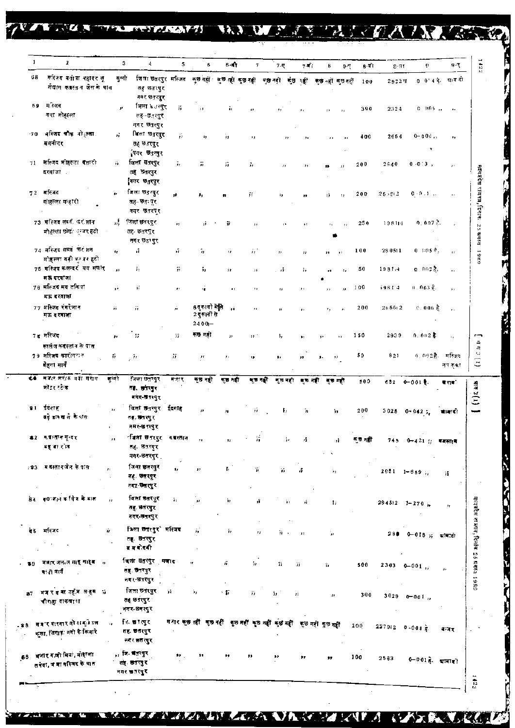| 1 | 2 | 3 | 4 | 5 | 6 | 6-अ | 7 | 7-ए | 7-ब | 8 | 9-ए | 8-ब | 8-अ | 9 | 9-ए |
|---|---|---|---|---|---|---|---|---|---|---|---|---|---|---|---|
| 68 | मस्जिद बगीचा बहादर जू गोयाल कब्रस्तान जेल के पास | सुन्नी | जिला छतरपुर तह छतरपुर नगर छतरपुर | मस्जिद | कुछ नहीं | कुछ नहीं | कुछ नहीं | कुछ नहीं | कुछ नहीं | कुछ नहीं | कुछ नहीं | 100 | 2922व | 0.014 है. | आबादी |
| 69 | मस्जिद नया मोहल्ला | ,, | जिला छतरपुर तह-छतरपुर नगर छतरपुर | ,, | ,, | ,, | ,, | ,, | ,, | ,, | ,, | 390 | 2324 | 0.005 ,, | ,, |
| 70 | मस्जिद चौक मोहल्ला बसनीपुर | ,, | जिला छतरपुर तह छतरपुर नगर छतरपुर | ,, | ,, | ,, | ,, | ,, | ,, | ,, | ,, | 400 | 2664 | 0-006 ,, | ,, |
| 71 | मस्जिद मोहल्ला बसारी दरवाजा | ,, | जिला छतरपुर तह छतरपुर नगर छतरपुर | ,, | ,, | ,, | ,, | ,, | ,, | ,, | ,, | 200 | 2640 | 0.013 ,, | ,, |
| 72 | मस्जिद मोहल्ला महारी | ,, | जिला छतरपुर तह-छतरपुर नगर छतरपुर | ,, | ,, | ,, | ,, | ,, | ,, | ,, | ,, | 200 | 26612 | 0.0.1 ,, | ,, |
| 73 | मस्जिद सब्जी फरोशान मोहल्ला छोटा कुंजर हटी | ,, | जिला छतरपुर तह छतरपुर नगर छतरपुर | ,, | ,, | ,, | ,, | ,, | ,, | ,, | ,, | 250 | 198114 | 0.007 है. | ,, |
| 74 | मस्जिद सब्जी फरोशान मोहल्ला बड़ी कुंजर हटी | ,, | ,, | ,, | ,, | ,, | ,, | ,, | ,, | ,, | ,, | 100 | 280511 | 0.005 है. | ,, |
| 75 | मस्जिद कलन्दर मय मजार मऊ दरवाजा | ,, | ,, | ,, | ,, | ,, | ,, | ,, | ,, | ,, | ,, | 50 | 19814 | 0.002 है. | ,, |
| 76 | मस्जिद मय तकिया मऊ दरवाजा | ,, | ,, | ,, | ,, | ,, | ,, | ,, | ,, | ,, | ,, | 100 | 19814 | 0.063 है. | ,, |
| 77 | मस्जिद रंगरेजान मऊ दरवाजा | ,, | ,, | ,, | 6 दुकानों में से 2 दुकानों से 2400/- | ,, | ,, | ,, | ,, | ,, | ,, | 200 | 266612 | 0.006 है | ,, |
| 78 | मस्जिद कालेज कब्रस्तान के पास | ,, | ,, | ,, | कुछ नहीं | ,, | ,, | ,, | ,, | ,, | ,, | 150 | 2939 | 0.002 है | ,, |
| 79 | मस्जिद कारीगरान पेंहुला मार्ग | ,, | ,, | ,, | ,, | ,, | ,, | ,, | ,, | ,, | ,, | 50 | 821 | 0.002 है. | मस्जिद मय कुआं |
| 80 | मजार शरीफ नये मकान मोटर स्टेंड | सुन्नी | जिला छतरपुर तह. छतरपुर नगर-छतरपुर | मजार | कुछ नहीं | कुछ नहीं | कुछ नहीं | कुछ नहीं | कुछ नहीं | कुछ नहीं | | 500 | 682 | 0-001 है. | मजार |
| 81 | ईदगाह बड़े डाकखाने के पास | ,, | जिला छतरपुर तह. छतरपुर नगर-छतरपुर | ईदगाह | ,, | ,, | ,, | ,, | ,, | ,, | | 200 | 3028 | 0-042 ,, | आबादी |
| 82 | कब्रस्तान सुन्दर बहू बाग के | ,, | जिला छतरपुर तह. छतरपुर नगर-छतरपुर | कब्रस्तान | ,, | ,, | ,, | ,, | ,, | ,, | | कुछ नहीं | 745 | 0-421 ,, | कब्रस्तान |
| 83 | कब्रस्तान जेल के पास | ,, | जिला छतरपुर तह. छतरपुर नगर-छतरपुर | ,, | ,, | ,, | ,, | ,, | ,, | ,, | | | 2951 | 1-659 ,, | ,, |
| 84 | कब्रस्तान कालेज के पास | ,, | जिला छतरपुर तह. छतरपुर नगर-छतरपुर | ,, | ,, | ,, | ,, | ,, | ,, | ,, | | | 294512 | 1-270 ,, | ,, |
| 85 | मस्जिद | ,, | जिला छतरपुर तह. छतरपुर ग्राम बोदरी | मस्जिद | ,, | ,, | ,, | ,, | ,, | ,, | | | 280 | 0-018 ,, | आबादी |
| 86 | मजार जलाल शाह साहब बाड़ी मार्ग | ,, | जिला छतरपुर तह. छतरपुर नगर-छतरपुर | मजार | ,, | ,, | ,, | ,, | ,, | ,, | | 500 | 2303 | 0-001 ,, | ,, |
| 87 | मजार बाबा शहीद साहब चौराहा डाकखाना | ,, | जिला छतरपुर तह छतरपुर नगर-छतरपुर | ,, | ,, | ,, | ,, | ,, | ,, | ,, | | 300 | 3029 | 0-001 ,, | |
| 88 | मजार बाबा सामुल्ला बुसा, सिंगाड़ नदी के किनारे | ,, | जि. छतरपुर तह. छतरपुर नगर छतरपुर | मजार | कुछ नहीं | कुछ नहीं | कुछ नहीं | कुछ नहीं | कुछ नहीं | कुछ नहीं | कुछ नहीं | 200 | 227912 | 0-004 है. | मजार |
| 89 | मजार गजी मियां मोहल्ला तलैया, जामा मस्जिद के पास | ,, | जि. छतरपुर तह. छतरपुर नगर छतरपुर | ,, | ,, | ,, | ,, | ,, | ,, | ,, | | 100 | 2583 | 0-001 है. | आबादी |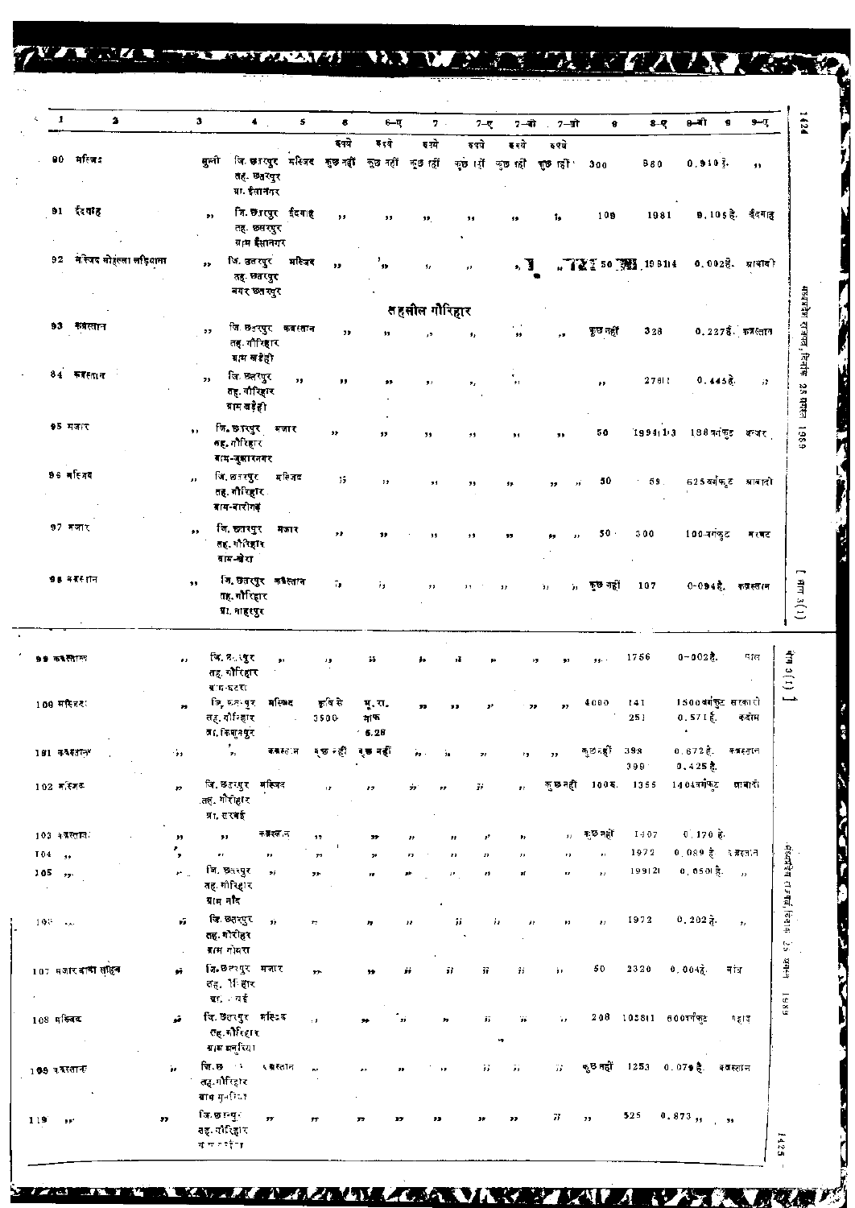| 1 | 2 | 3 | 4 | 5 | 6 | 6-ए | 7 | 7-ए | 7-बी | 7-सी | 8 | 8-ए | 8-बी | 9 | 9-ए |
|---|---|---|---|---|---|---|---|---|---|---|---|---|---|---|---|
| | | | | | रुपये | रुपये | रुपये | रुपये | रुपये | रुपये | | | | | |
| 90 | मस्जिद | सुन्नी | जि. छतरपुर तह. छतरपुर ग्रा. ईसानगर | मस्जिद | कुछ नहीं | कुछ नहीं | कुछ नहीं | कुछ नहीं | कुछ नहीं | कुछ नहीं | 300 | 980 | 0.910 हे. | | ,, |
| 91 | ईदगाह | ,, | जि. छतरपुर तह. छतरपुर ग्राम ईसानगर | ईदगाह | ,, | ,, | ,, | ,, | ,, | ,, | 109 | 1081 | 0.105 हे. | | ईदगाह |
| 92 | मस्जिद मोहल्ला लड़ियाना | ,, | जि. छतरपुर तह. छतरपुर नगर छतरपुर | मस्जिद | ,, | ,, | ,, | ,, | ,, | ,, | 50 | 1981/4 | 0.002 हे. | | आबादी |
| | | | **तहसील गौरिहार** | | | | | | | | | | | | |
| 93 | कब्रस्तान | ,, | जि. छतरपुर तह. गौरिहार ग्राम खड़ेही | कब्रस्तान | ,, | ,, | ,, | ,, | ,, | ,, | कुछ नहीं | 328 | 0.227 हे. | | कब्रस्तान |
| 94 | कब्रस्तान | ,, | जि. छतरपुर तह. गौरिहार ग्राम खड़ेही | ,, | ,, | ,, | ,, | ,, | ,, | | ,, | 2761/1 | 0.445 हे. | | ,, |
| 95 | मजार | ,, | जि. छतरपुर तह. गौरिहार ग्राम-जुझारनगर | मजार | ,, | ,, | ,, | ,, | ,, | ,, | 50 | 1994/1-3 | 188 वर्गफुट | | बन्जर |
| 96 | मस्जिद | ,, | जि. छतरपुर तह. गौरिहार ग्राम-बारीगढ़ | मस्जिद | ,, | ,, | ,, | ,, | ,, | ,, | 50 | 59 | 625 वर्गफुट | | आबादी |
| 97 | मजार | ,, | जि. छतरपुर तह. गौरिहार ग्राम-खोरा | मजार | ,, | ,, | ,, | ,, | ,, | ,, | 50 | 300 | 100 वर्गफुट | | मरघट |
| 98 | कब्रस्तान | ,, | जि. छतरपुर तह. गौरिहार ग्रा. महुसुर | कब्रस्तान | ,, | ,, | ,, | ,, | ,, | ,, | कुछ नहीं | 107 | 0.094 हे. | | कब्रस्तान |
| 99 | कब्रस्तान | ,, | जि. छतरपुर तह. गौरिहार ग्राम-चदरा | ,, | ,, | ,, | ,, | ,, | ,, | ,, | ,, | 1756 | 0.002 हे. | | पाल |
| 100 | मस्जिद | ,, | जि. छतरपुर तह. गौरिहार ग्रा. किशुनपुर | मस्जिद | कृषि से 3500 | मु. रा. माफ 5.28 | ,, | ,, | ,, | ,, | 4000 | 141 251 | 1500 वर्गफुट 0.571 हे. | | सरकारी कदीम |
| 101 | कब्रस्तान | ,, | ,, | कब्रस्तान | कुछ नहीं | कुछ नहीं | ,, | ,, | ,, | ,, | कुछ नहीं | 398 399 | 0.672 हे. 0.425 हे. | | कब्रस्तान |
| 102 | मस्जिद | ,, | जि. छतरपुर तह. गौरिहार ग्रा. सरबई | मस्जिद | ,, | ,, | ,, | ,, | ,, | ,, | कुछ नहीं 100 रु. | 1355 | 1404 वर्गफुट | | आबादी |
| 103 | कब्रस्तान | ,, | ,, | कब्रस्तान | ,, | ,, | ,, | ,, | ,, | ,, | कुछ नहीं | 1407 | 0.170 हे. | | |
| 104 | ,, | ,, | ,, | ,, | ,, | ,, | ,, | ,, | ,, | ,, | ,, | 1972 | 0.089 हे. | | कब्रस्तान |
| 105 | ,, | ,, | जि. छतरपुर तह. गौरिहार ग्राम नदि | ,, | ,, | ,, | ,, | ,, | ,, | ,, | ,, | 1991/2 | 0.650 हे. | | ,, |
| 106 | ,, | ,, | जि. छतरपुर तह. गौरिहार ग्राम गोयरा | ,, | ,, | ,, | ,, | ,, | ,, | ,, | ,, | 1972 | 0.202 हे. | | ,, |
| 107 | मजार बाबा साहिब | ,, | जि. छतरपुर तह. गौरिहार ग्रा. सरबई | मजार | ,, | ,, | ,, | ,, | ,, | ,, | 50 | 2320 | 0.004 हे. | | बांध |
| 108 | मस्जिद | ,, | जि. छतरपुर तह. गौरिहार ग्राम बनुरिया | मस्जिद | ,, | ,, | ,, | ,, | ,, | ,, | 208 | 1058/1 | 600 वर्गफुट | | पहाड़ |
| 109 | कब्रस्तान | ,, | जि. छतरपुर तह. गौरिहार ग्राम मुनरिया | कब्रस्तान | ,, | ,, | ,, | ,, | ,, | ,, | कुछ नहीं | 1253 | 0.079 हे. | | कब्रस्तान |
| 110 | ,, | ,, | जि. छतरपुर तह. गौरिहार ग्राम | ,, | ,, | ,, | ,, | ,, | ,, | ,, | ,, | 525 | 0.873 ,, | | ,, |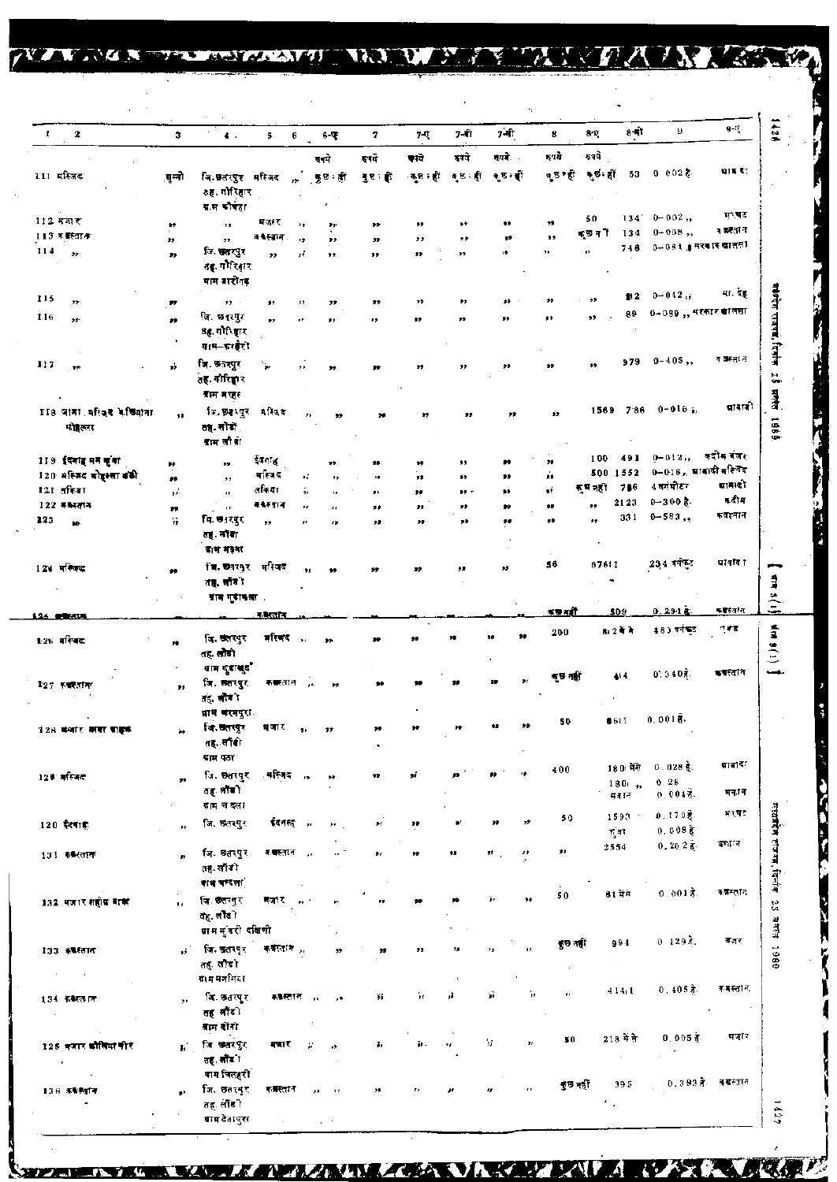| 1 | 2 | 3 | 4 | 5 | 6 | 6-ए | 7 | 7-ए | 7-बी | 7-सी | 8 | 8-ए | 8-बी | 9 | 9-ए |
|---|---|---|---|---|---|---|---|---|---|---|---|---|---|---|---|
| | | | | | | रुपये | रुपये | रुपये | रुपये | रुपये | रुपये | रुपये | | | |
| 111 | मस्जिद | सुन्नी | जि. छतरपुर तह. गौरिहार ग्राम कौंहा | मस्जिद | ,, | कुछ नहीं | कुछ नहीं | कुछ नहीं | कुछ नहीं | कुछ नहीं | कुछ नहीं | कुछ नहीं | 53 | 0-002 है. | आबाद |
| 112 | मजार | ,, | ,, | मजार | ,, | ,, | ,, | ,, | ,, | ,, | ,, | 50 | 134 | 0-002 ,, | मरघट |
| 113 | कब्रस्तान | ,, | ,, | कब्रस्तान | ,, | ,, | ,, | ,, | ,, | ,, | ,, | कुछ नहीं | 134 | 0-008 ,, | कब्रस्तान |
| 114 | ,, | ,, | जि. छतरपुर तह. गौरिहार ग्राम बारीगढ़ | ,, | ,, | ,, | ,, | ,, | ,, | ,, | ,, | ,, | 746 | 0-081 ,, | सरकार खालसा |
| 115 | ,, | ,, | ,, | ,, | ,, | ,, | ,, | ,, | ,, | ,, | ,, | ,, | 812 | 0-042 ,, | मा. देह |
| 116 | ,, | ,, | जि. छतरपुर तह. गौरिहार ग्राम-करहैरी | ,, | ,, | ,, | ,, | ,, | ,, | ,, | ,, | ,, | 89 | 0-099 ,, | सरकार खालसा |
| 117 | ,, | ,, | जि. छतरपुर तह. गौरिहार ग्राम मरहा | ,, | ,, | ,, | ,, | ,, | ,, | ,, | ,, | ,, | 979 | 0-405 ,, | कब्रस्तान |
| 118 | जामा मस्जिद मुसियाना मोहल्ला | ,, | जि. छतरपुर तह. लौंडी ग्राम लौंडी | मस्जिद | ,, | ,, | ,, | ,, | ,, | ,, | ,, | 1569 | 786 | 0-016 ,, | आबादी |
| 119 | ईदगाह मय कुंआ | ,, | ,, | ईदगाह | | ,, | ,, | ,, | ,, | ,, | ,, | 100 | 491 | 0-012 ,, | कदीम बंजर |
| 120 | मस्जिद मोहल्ला बंकी | ,, | ,, | मस्जिद | ,, | ,, | ,, | ,, | ,, | ,, | ,, | 500 | 1552 | 0-016 ,, | आबादी मस्जिद |
| 121 | तकिया | ,, | ,, | तकिया | ,, | ,, | ,, | ,, | ,, | ,, | ,, | कुछ नहीं | 786 | 4 वर्गमीटर | आबादी |
| 122 | कब्रस्तान | ,, | ,, | कब्रस्तान | ,, | ,, | ,, | ,, | ,, | ,, | ,, | ,, | 2123 | 0-300 है. | कदीम |
| 123 | ,, | ,, | जि. छतरपुर तह. लौंडी ग्राम मकरी | ,, | ,, | ,, | ,, | ,, | ,, | ,, | ,, | ,, | 331 | 0-583 ,, | कब्रस्तान |
| 124 | मस्जिद | ,, | जि. छतरपुर तह. लौंडी ग्राम गुढ़ाकला | मस्जिद | ,, | ,, | ,, | ,, | ,, | ,, | 56 | | 67611 | 234 वर्गफुट | आबादी |
| 125 | कब्रस्तान | | | कब्रस्तान | | | | | | | कुछ नहीं | | 509 | 0.291 है. | कब्रस्तान |
| 126 | मस्जिद | ,, | जि. छतरपुर तह. लौंडी ग्राम गुढ़ाखुर्द | मस्जिद | ,, | ,, | ,, | ,, | ,, | ,, | ,, | 200 | 812 में से | 480 वर्गफुट | रकबा |
| 127 | कब्रस्तान | ,, | जि. छतरपुर तह. लौंडी ग्राम करमपुरा | कब्रस्तान | ,, | ,, | ,, | ,, | ,, | ,, | ,, | कुछ नहीं | 414 | 0.340 है. | कब्रस्तान |
| 128 | मजार बाबा साहब | ,, | जि. छतरपुर तह. लौंडी ग्राम पठा | मजार | ,, | ,, | ,, | ,, | ,, | ,, | ,, | 50 | 8611 | 0.001 है. | |
| 129 | मस्जिद | ,, | जि. छतरपुर तह. लौंडी ग्राम चन्दला | मस्जिद | ,, | ,, | ,, | ,, | ,, | ,, | ,, | 400 | 1801 में से / 1801 ,, / मकान | 0.028 है. / 0.28 / 0.004 है. | आबादी / मकान |
| 130 | ईदगाह | ,, | जि. छतरपुर | ईदगाह | ,, | ,, | ,, | ,, | ,, | ,, | ,, | 50 | 1593 / गुना | 0.170 है. / 0.098 है. | मरघट |
| 131 | कब्रस्तान | ,, | जि. छतरपुर तह. लौंडी ग्राम चन्दला | कब्रस्तान | ,, | ,, | ,, | ,, | ,, | ,, | ,, | ,, | 2554 | 0.202 है. | कब्रस्तान |
| 132 | मजार शहीद बाबा | ,, | जि. छतरपुर तह. लौंडी ग्राम मुंडरी दक्षिणी | मजार | ,, | ,, | ,, | ,, | ,, | ,, | ,, | 50 | 81 में से | 0.001 है. | कब्रस्तान |
| 133 | कब्रस्तान | ,, | जि. छतरपुर तह. लौंडी ग्राम मनगिवां | कब्रस्तान | ,, | ,, | ,, | ,, | ,, | ,, | ,, | कुछ नहीं | 994 | 0.129 है. | बंजर |
| 134 | कब्रस्तान | ,, | जि. छतरपुर तह. लौंडी ग्राम बोंगो | कब्रस्तान | ,, | ,, | ,, | ,, | ,, | ,, | ,, | ,, | 41411 | 0.405 है. | कब्रस्तान |
| 135 | मजार औलिया पीर | ,, | जि. छतरपुर तह. लौंडी ग्राम चितहरी | मजार | ,, | ,, | ,, | ,, | ,, | ,, | ,, | 50 | 218 में से | 0.005 है. | मजार |
| 136 | कब्रस्तान | ,, | जि. छतरपुर तह. लौंडी ग्राम देवपुरा | कब्रस्तान | ,, | ,, | ,, | ,, | ,, | ,, | ,, | कुछ नहीं | 395 | 0.393 है. | कब्रस्तान |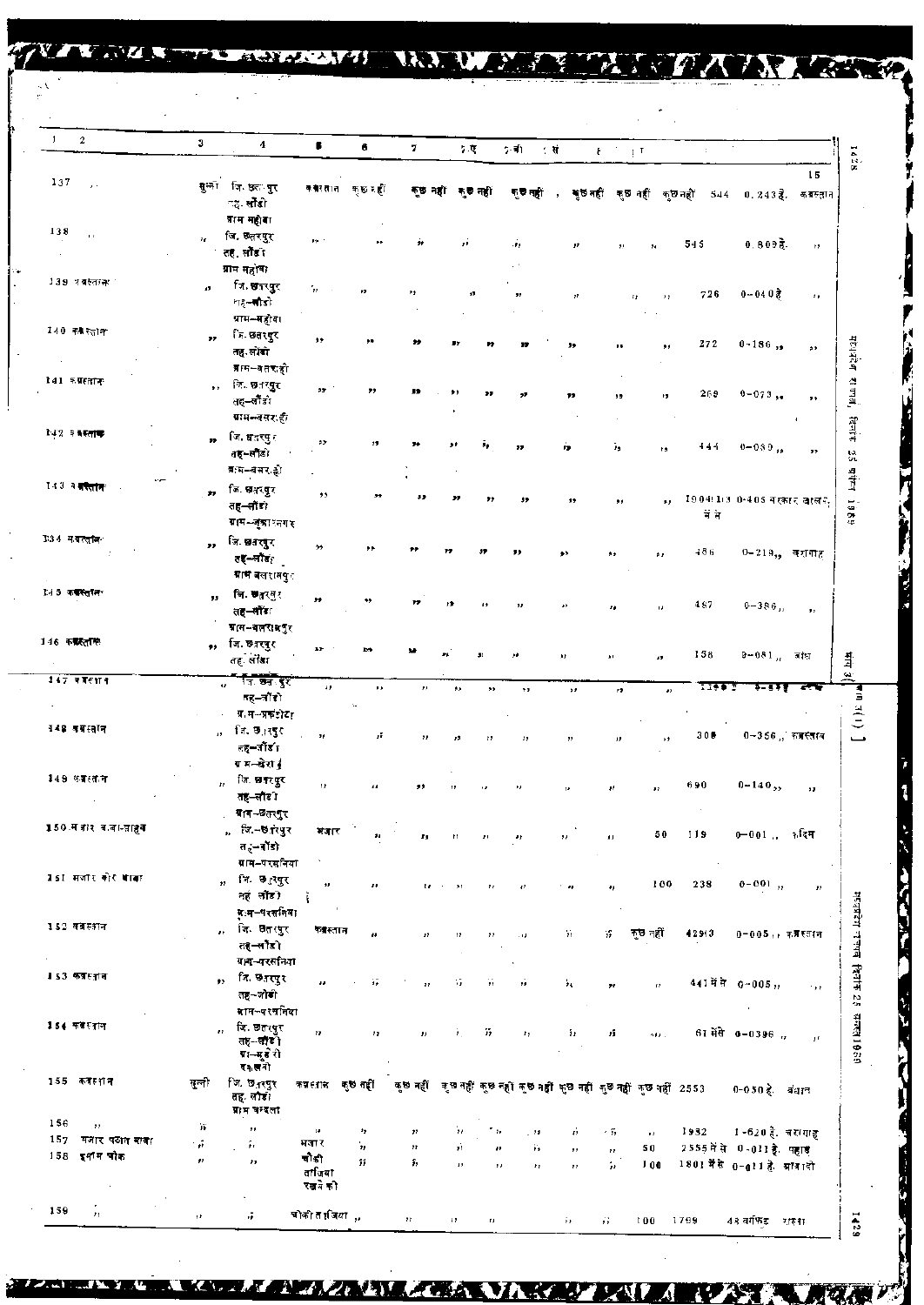| 1 | 2 | 3 | 4 | 5 | 6 | 7 | 7 ए | 7 बी | 7 सी | 8 | 9 | 10 | 11 | 12 | 15 |
|---|---|---|---|---|---|---|---|---|---|---|---|---|---|---|---|
| 137 | ,, | सुन्नी | जि. छतरपुर तह. लौंडी ग्राम महोबा | कब्रस्तान | कुछ नहीं | कुछ नहीं | कुछ नहीं | कुछ नहीं | , | कुछ नहीं | कुछ नहीं | कुछ नहीं | 544 | 0.243 है. | कब्रस्तान |
| 138 | ,, | ,, | जि. छतरपुर तह. लौंडी ग्राम महोबा | ,, | ,, | ,, | ,, | ,, | | ,, | ,, | ,, | 545 | 0.809 है. | ,, |
| 139 | कब्रस्तान | ,, | जि. छतरपुर तह-लौंडी ग्राम-महोबा | ,, | ,, | ,, | ,, | ,, | | ,, | ,, | ,, | 726 | 0-040 है | ,, |
| 140 | कब्रस्तान | ,, | जि. छतरपुर तह. लौंडी ग्राम-बसराही | ,, | ,, | ,, | ,, | ,, | ,, | ,, | ,, | ,, | 272 | 0-186 ,, | ,, |
| 141 | कब्रस्तान | ,, | जि. छतरपुर तह-लौंडी ग्राम-बसराही | ,, | ,, | ,, | ,, | ,, | ,, | ,, | ,, | ,, | 269 | 0-073 ,, | ,, |
| 142 | कब्रस्तान | ,, | जि. छतरपुर तह-लौंडी ग्राम-बसराही | ,, | ,, | ,, | ,, | ,, | ,, | ,, | ,, | ,, | 444 | 0-030 ,, | ,, |
| 143 | कब्रस्तान | ,, | जि. छतरपुर तह-लौंडी ग्राम-कृष्णनगर | ,, | ,, | ,, | ,, | ,, | ,, | ,, | ,, | ,, | 1904/1/3 में से | 0-405 | सरकार वालन |
| 144 | कब्रस्तान | ,, | जि. छतरपुर तह-लौंडी ग्राम बलरामपुर | ,, | ,, | ,, | ,, | ,, | ,, | ,, | ,, | ,, | 486 | 0-218 ,, | चरागाह |
| 145 | कब्रस्तान | ,, | जि. छतरपुर तह-लौंडी ग्राम-बलरामपुर | ,, | ,, | ,, | ,, | ,, | ,, | ,, | ,, | ,, | 487 | 0-386 ,, | ,, |
| 146 | कब्रस्तान | ,, | जि. छतरपुर तह. लौंडी | ,, | ,, | ,, | ,, | ,, | ,, | ,, | ,, | ,, | 158 | 0-081 ,, | बांध |
| 147 | कब्रस्तान | ,, | जि. छतरपुर तह-लौंडी ग्राम-प्रकटोटा | ,, | ,, | ,, | ,, | ,, | ,, | ,, | ,, | ,, | 1369 2 | 0-83 है | |
| 148 | कब्रस्तान | ,, | जि. छतरपुर तह-लौंडी ग्राम-खेरा | ,, | ,, | ,, | ,, | ,, | ,, | ,, | ,, | ,, | 308 | 0-356 ,, | कब्रस्तान |
| 149 | कब्रस्तान | ,, | जि. छतरपुर तह-लौंडी ग्राम-छतरपुर | ,, | ,, | ,, | ,, | ,, | ,, | ,, | ,, | ,, | 690 | 0-140 ,, | ,, |
| 150 | मजार बजा-साहब | ,, | जि.-छतरपुर तह-लौंडी ग्राम-परसनिया | मजार | ,, | ,, | ,, | ,, | ,, | ,, | ,, | 50 | 119 | 0-001 ,, | कदिम |
| 151 | मजार कोर बाबा | ,, | जि. छतरपुर तह लौंडी ग्राम-परसनिया | ,, | ,, | ,, | ,, | ,, | ,, | ,, | ,, | 100 | 238 | 0-001 ,, | ,, |
| 152 | कब्रस्तान | ,, | जि. छतरपुर तह-लौंडी ग्राम-परसनिया | कब्रस्तान | ,, | ,, | ,, | ,, | ,, | ,, | ,, | कुछ नहीं | 429/3 | 0-005 ,, | कब्रस्तान |
| 153 | कब्रस्तान | ,, | जि. छतरपुर तह-लौंडी ग्राम-परसनिया | ,, | ,, | ,, | ,, | ,, | ,, | ,, | ,, | ,, | 441 में से | 0-005 ,, | ,, |
| 154 | कब्रस्तान | ,, | जि. छतरपुर तह-लौंडी ग्राम-सूबेरो हकवनी | ,, | ,, | ,, | ,, | ,, | ,, | ,, | ,, | ,, | 61 में से | 0-0396 ,, | ,, |
| 155 | कब्रस्तान | सुन्नी | जि. छतरपुर तह. लौंडी ग्राम चन्दला | कब्रस्तान | कुछ नहीं | कुछ नहीं | कुछ नहीं | कुछ नहीं | कुछ नहीं | कुछ नहीं | कुछ नहीं | कुछ नहीं | 2553 | 0-030 है. | बंजान |
| 156 | ,, | ,, | ,, | ,, | ,, | ,, | ,, | ,, | ,, | ,, | ,, | ,, | 1952 | 1-620 है. | चरागाह |
| 157 | मजार पठान बाबा | ,, | ,, | मजार | ,, | ,, | ,, | ,, | ,, | ,, | ,, | 50 | 2555 में से | 0-011 है. | पहाड़ |
| 158 | इमाम चौक | ,, | ,, | चौकी ताजिया रखने की | ,, | ,, | ,, | ,, | ,, | ,, | ,, | 100 | 1801 में से | 0-011 है. | आबादी |
| 159 | ,, | ,, | ,, | चौकी ताजिया | ,, | ,, | ,, | ,, | | ,, | ,, | 100 | 1799 | 48 वर्गफिट | रास्ता |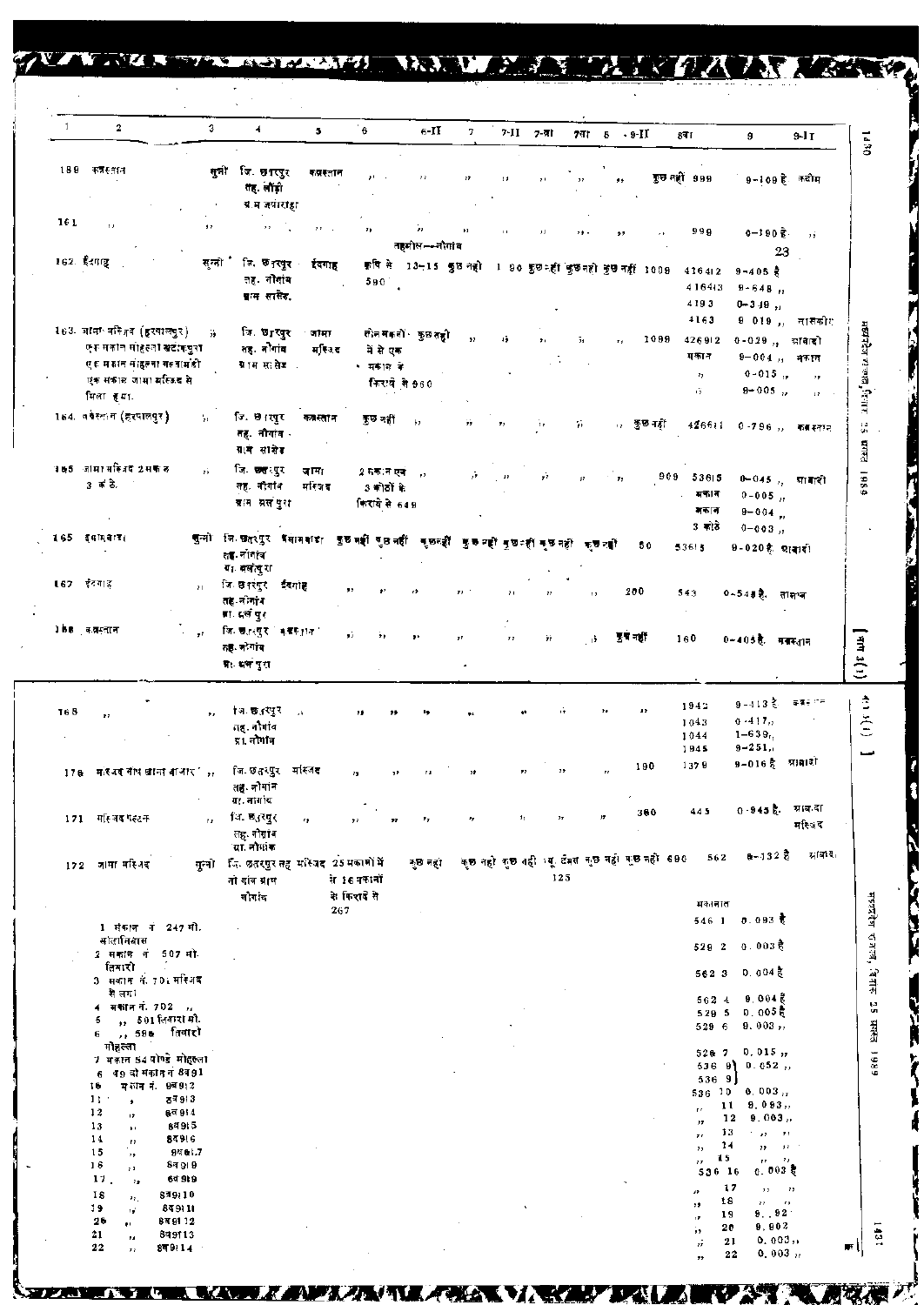| 1 | 2 | 3 | 4 | 5 | 6 | 6-II | 7 | 7-II | 7-आ | 7आ | 8 | 9-II | 8आ | 9 | 9-Ir |
|---|---|---|---|---|---|---|---|---|---|---|---|---|---|---|---|
| 160 | कब्रस्तान | | सुन्नी | जि. छतरपुर तह. लौंडी ग्राम नयागांव | कब्रस्तान | ,, | ,, | ,, | ,, | ,, | ,, | ,, | कुछ नहीं 999 | 0-109 है | कदीम |
| 161 | ,, | ,, | ,, | ,, | ,, | ,, | ,, | ,, | ,, | ,, | ,, | ,, | 999 | 0-190 है | ,, |
| | | | | | | तहसील--नौगांव | | | | | | | | | |
| 162 | ईदगाह | सुन्नी | जि. छतरपुर तह. नौगांव ग्राम सारेद | ईदगाह | कृषि से 13-15 590 | कुछ नहीं | 1 90 | कुछ नहीं | कुछ नहीं | कुछ नहीं | 1009 | | 416412<br>416413<br>4193<br>4163 | 9-405 है<br>9-648 ,,<br>0-348 ,,<br>9 019 ,, | नासकीर |
| 163 | जामा मस्जिद (हरपालपुर) एक मकान मोहल्ला कटरापुरा एक मकान मोहल्ला मलवामंडी एक मकान जामा मस्जिद से मिला हुआ | ,, | जि. छतरपुर तह. नौगांव ग्राम सारेद | जामा मस्जिद | तीन मकानों में से एक मकान के किराये से 960 | कुछ नहीं | ,, | ,, | ,, | ,, | ,, | 1098 | 426912<br>मकान<br>,,<br>,, | 0-029 ,,<br>9-004 ,,<br>0-015 ,,<br>9-005 ,, | आबादी<br>मकान<br>,,<br>,, |
| 164 | कब्रस्तान (हरपालपुर) | ,, | जि. छतरपुर तह. नौगांव ग्राम सारेद | कब्रस्तान | कुछ नहीं | ,, | ,, | ,, | ,, | ,, | ,, | कुछ नहीं | 426611 | 0-796 ,, | कब्रस्तान |
| 165 | जामा मस्जिद 2 मकान 3 कोठे | ,, | जि. छतरपुर तह. नौगांव ग्राम अलपुरा | जामा मस्जिद | 2 मकान एवं 3 कोठों के किराये से 648 | ,, | ,, | ,, | ,, | ,, | ,, | 909 | 53615<br>मकान<br>मकान<br>3 कोठे | 0-045 ,,<br>0-005 ,,<br>9-004 ,,<br>0-003 ,, | आबादी |
| 166 | इमामबाड़ा | सुन्नी | जि. छतरपुर तह. नौगांव ग्रा. अलीपुरा | इमामबाड़ा | कुछ नहीं | कुछ नहीं | कुछ नहीं | कुछ नहीं | कुछ नहीं | कुछ नहीं | कुछ नहीं | 50 | 53615 | 9-020 है | आबादी |
| 167 | ईदगाह | ,, | जि. छतरपुर तह. नौगांव ग्रा. अलीपुरा | ईदगाह | ,, | ,, | ,, | ,, | ,, | ,, | ,, | 200 | 543 | 0-548 है | तालाब |
| 168 | कब्रस्तान | ,, | जि. छतरपुर तह. नौगांव ग्रा. अलीपुरा | कब्रस्तान | ,, | ,, | ,, | ,, | ,, | ,, | ,, | कुछ नहीं | 160 | 0-405 है | कब्रस्तान |
| 169 | ,, | ,, | जि. छतरपुर तह. नौगांव ग्रा. नौगांव | ,, | ,, | ,, | ,, | ,, | ,, | ,, | ,, | ,, | 1942<br>1043<br>1044<br>1945 | 9-413 है<br>0-417 ,,<br>1-639 ,,<br>9-251 ,, | कब्रस्तान |
| 170 | मस्जिद नीम खाना बाजार | ,, | जि. छतरपुर तह. नौगांव ग्रा. नौगांव | मस्जिद | ,, | ,, | ,, | ,, | ,, | ,, | ,, | 190 | 1379 | 9-016 है | आबादी |
| 171 | मस्जिद पल्टन | ,, | जि. छतरपुर तह. नौगांव ग्रा. नौगांव | ,, | ,, | ,, | ,, | ,, | ,, | ,, | ,, | 360 | 445 | 0-945 है | आबादी मस्जिद |
| 172 | जामा मस्जिद | सुन्नी | जि. छतरपुर तह. नौगांव ग्राम नौगांव | मस्जिद | 25 मकानों में से 16 मकानों से किराये से 267 | कुछ नहीं | कुछ नहीं | कुछ नहीं | मु. टैक्स 125 | कुछ नहीं | कुछ नहीं | 690 | 562 | 8-132 है | आबादी |

| मकान | मकानात | |
|---|---|---|
| 1 मकान नं. 247 मो. कोहानिवास | 546 1 | 0.093 है |
| 2 मकान नं. 507 मो. तिवारी | 529 2 | 0.003 है |
| 3 मकान नं. 701 मस्जिद से लगा | 562 3 | 0.004 है |
| 4 मकान नं. 702 ,, | 562 4 | 9.004 है |
| 5 ,, 501 तिवारी मो. | 529 5 | 0.005 है |
| 6 ,, 586 तिवारी मोहल्ला | 529 6 | 9.003 ,, |
| 7 मकान 54 चोपड़े मोहल्ला | 528 7 | 0.015 ,, |
| 8 व 9 दो मकान नं. 8491 | 536 8<br>536 9 | 0.052 ,, |
| 10 मकान नं. 84912 | 536 10 | 0.003 ,, |
| 11 ,, 84913 | ,, 11 | 9.093 ,, |
| 12 ,, 84914 | ,, 12 | 9.003 ,, |
| 13 ,, 84915 | ,, 13 | ,, ,, |
| 14 ,, 84916 | ,, 14 | ,, ,, |
| 15 ,, 84917 | ,, 15 | ,, ,, |
| 16 ,, 84918 | 536 16 | 0.003 है |
| 17 ,, 84919 | ,, 17 | ,, ,, |
| 18 ,, 849110 | ,, 18 | ,, ,, |
| 19 ,, 849111 | ,, 19 | 9.92 |
| 20 ,, 849112 | ,, 20 | 9.902 |
| 21 ,, 849113 | ,, 21 | 0.003 ,, |
| 22 ,, 849114 | ,, 22 | 0.003 ,, |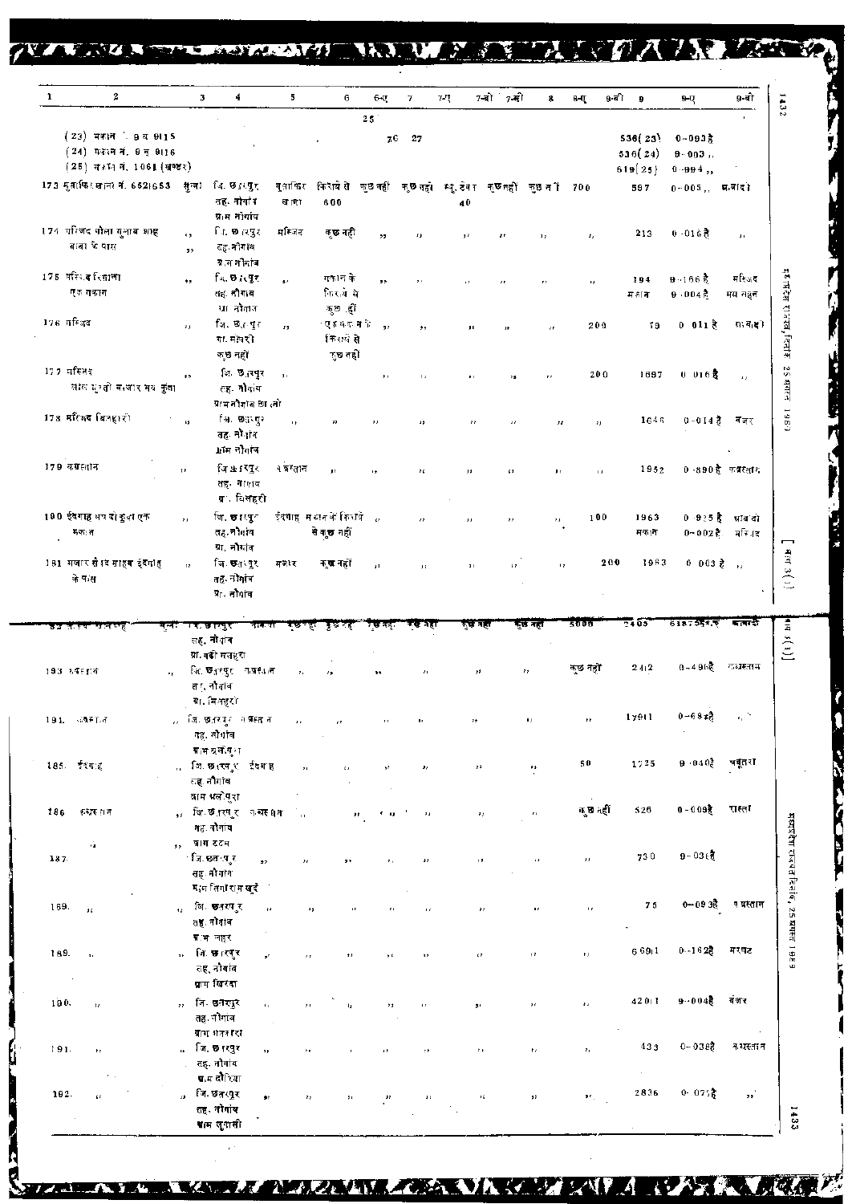| 1 | 2 | 3 | 4 | 5 | 6 | 6-ए | 7 | 7-ए | 7-बी | 7-सी | 8 | 8-ए | 9-बी | 9 | 9-ए | 9-बी |
|---|---|---|---|---|---|---|---|---|---|---|---|---|---|---|---|---|
| | | | | | | 25 | | | | | | | | | | |
| | (23) मकान नं. 9 न 9115 | | | | | 70 | 27 | | | | | | | 536(23) | 0-003 है | |
| | (24) मकान नं. 9 न 9116 | | | | | | | | | | | | | 536(24) | 0-003 ,, | |
| | (25) मकान नं. 1061 (खण्डर) | | | | | | | | | | | | | 619(25) | 0-004 ,, | |
| 173 | मुसाफिरखाना नं. 652/653 | सुन्नी | जि. छतरपुर तह. नौगांव ग्राम नौगांव | मुसाफिर खाना | किराये से 600 | कुछ नहीं | कुछ नहीं | म्यु. टेक्स 40 | कुछ नहीं | कुछ नहीं | 700 | | | 597 | 0-005 ,, | आबादी |
| 174 | मस्जिद मौला गुलाब शाह बाबा के पास | ,, ,, | जि. छतरपुर तह. नौगांव ग्राम नौगांव | मस्जिद | कुछ नहीं | ,, | ,, | ,, | ,, | ,, | ,, | | | 213 | 0-016 है | ,, |
| 175 | मस्जिद सिपाहा एक मकान | ,, | जि. छतरपुर तह. नौगांव ग्रा. नौगांव | ,, | मकान के किराये से कुछ नहीं | ,, | ,, | ,, | ,, | ,, | ,, | | | 194 मकान | 0-166 है 0-004 है | मस्जिद मय सहन |
| 176 | मस्जिद | ,, | जि. छतरपुर ग्रा. मसारी कुछ नहीं | ,, | एक मकान के किराये से कुछ नहीं | ,, | ,, | ,, | ,, | ,, | 200 | | | 79 | 0-011 है | आबादी |
| 177 | मस्जिद लाल गुम्बदी बाजार मय कुंआ | ,, | जि. छतरपुर तह. नौगांव ग्राम नौगांव छावनी | ,, | | ,, | ,, | ,, | ,, | ,, | 200 | | | 1697 | 0-016 है | ,, |
| 178 | मस्जिद बिलहारी | ,, | जि. छतरपुर तह. नौगांव ग्राम नौगांव | ,, | ,, | ,, | ,, | ,, | ,, | ,, | ,, | | | 1646 | 0-014 है | बंजर |
| 179 | कब्रस्तान | ,, | जि. छतरपुर तह. नौगांव ग्रा. बिलहरी | कब्रस्तान | ,, | ,, | ,, | ,, | ,, | ,, | ,, | | | 1952 | 0-890 है | कब्रस्तान |
| 180 | ईदगाह मय दो कुंआ एक मकान | ,, | जि. छतरपुर तह. नौगांव ग्रा. नौगांव | ईदगाह | मकान के किराये से कुछ नहीं | ,, | ,, | ,, | ,, | ,, | 100 | | | 1963 मकान | 0-925 है 0-002 है | आबादी मस्जिद |
| 181 | मजार सैयद शाहब ईदगाह के पास | ,, | जि. छतरपुर तह. नौगांव ग्रा. नौगांव | मजार | कुछ नहीं | ,, | ,, | ,, | ,, | ,, | 200 | | | 1983 | 0-003 है | ,, |
| 182 | ... | सुन्नी | जि. छतरपुर तह. नौगांव ग्रा. बड़ी मलहरा | ... | कुछ नहीं | कुछ नहीं | कुछ नहीं | कुछ नहीं | कुछ नहीं | कुछ नहीं | 5000 | | | 2405 | ... | आबादी |
| 183 | कब्रस्तान | ,, | जि. छतरपुर तह. नौगांव ग्रा. बिलहरी | कब्रस्तान | ,, | ,, | ,, | ,, | ,, | ,, | कुछ नहीं | | | 2412 | 0-496 है | कब्रस्तान |
| 184 | कब्रस्तान | ,, | जि. छतरपुर तह. नौगांव ग्राम अलीपुरा | कब्रस्तान | ,, | ,, | ,, | ,, | ,, | ,, | ,, | | | 1791 | 0-68 है | ,, |
| 185 | ईदगाह | ,, | जि. छतरपुर तह. नौगांव ग्राम अलीपुरा | ईदगाह | ,, | ,, | ,, | ,, | ,, | ,, | 50 | | | 1725 | 0-040 है | चबूतरा |
| 186 | कब्रस्तान | ,, | जि. छतरपुर तह. नौगांव ग्राम टटम | कब्रस्तान | ,, | ,, | ,, | ,, | ,, | ,, | कुछ नहीं | | | 526 | 0-009 है | रास्ता |
| 187 | ,, | ,, | जि. छतरपुर तह. नौगांव ग्राम सिताराम खुर्द | ,, | ,, | ,, | ,, | ,, | ,, | ,, | ,, | | | 730 | 0-036 है | |
| 188 | ,, | ,, | जि. छतरपुर तह. नौगांव ग्राम लहर | ,, | ,, | ,, | ,, | ,, | ,, | ,, | ,, | | | 75 | 0-093 है | कब्रस्तान |
| 189 | ,, | ,, | जि. छतरपुर तह. नौगांव ग्राम बिरहा | ,, | ,, | ,, | ,, | ,, | ,, | ,, | ,, | | | 660/1 | 0-162 है | मरघट |
| 190 | ,, | ,, | जि. छतरपुर तह. नौगांव ग्राम धवारा | ,, | ,, | ,, | ,, | ,, | ,, | ,, | ,, | | | 420/1 | 0-004 है | बंजर |
| 191 | ,, | ,, | जि. छतरपुर तह. नौगांव ग्राम दौरिया | ,, | ,, | ,, | ,, | ,, | ,, | ,, | ,, | | | 433 | 0-038 है | कब्रस्तान |
| 192 | ,, | ,, | जि. छतरपुर तह. नौगांव ग्राम लुगासी | ,, | ,, | ,, | ,, | ,, | ,, | ,, | ,, | | | 2836 | 0-075 है | ,, |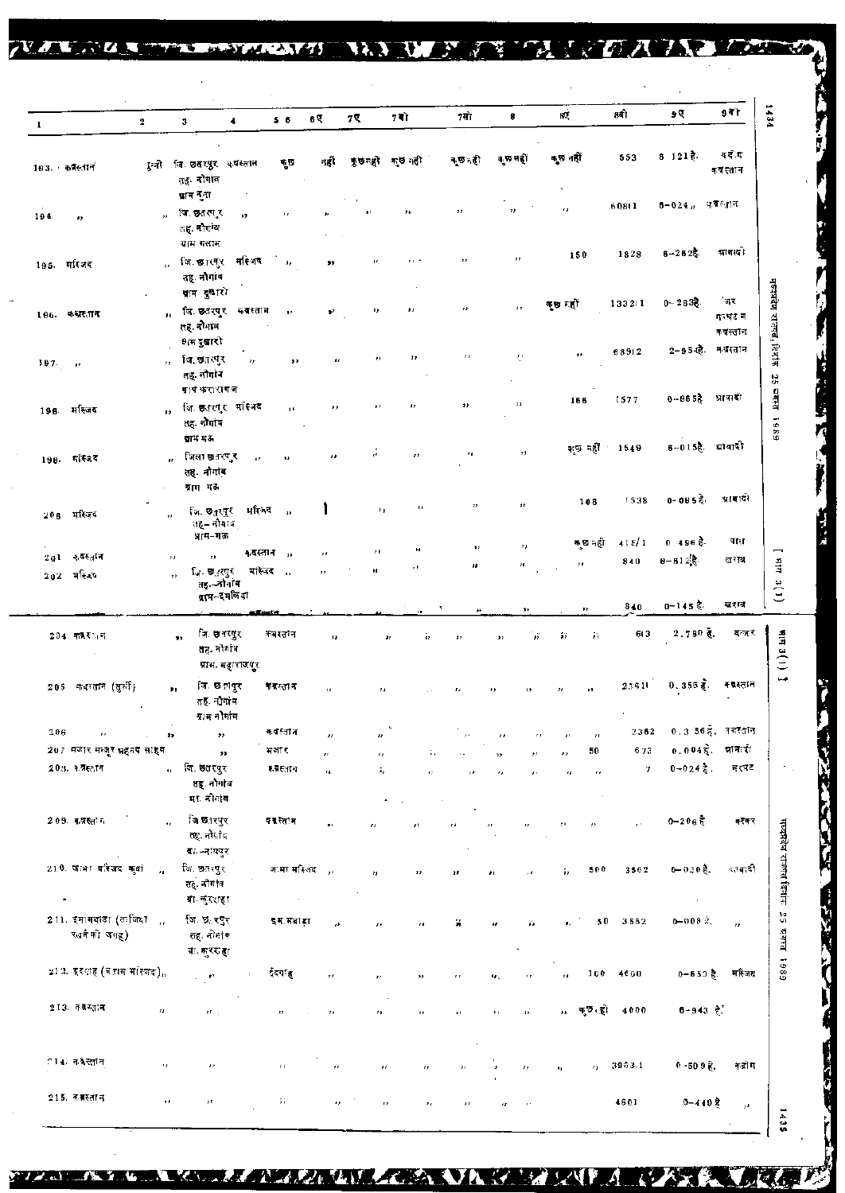| 1 | 2 | 3 | 4 | 5 6 | 6ए | 7ए | 7बी | 7सी | 8 | 8ए | 8बी | 9ए | 9बी |
|---|---|---|---|---|---|---|---|---|---|---|---|---|---|
| 193. कब्रस्तान | सुन्नी | जि. छतरपुर तह. नौगांव ग्राम दैला | कब्रस्तान | कुछ | नहीं | कुछ नहीं | कुछ नहीं | कुछ नहीं | कुछ नहीं | कुछ नहीं | 553 | 0-121है. | वर्तमान कब्रस्तान |
| 194. ,, | ,, | जि. छतरपुर तह. नौगांव ग्राम गलान | ,, | ,, | ,, | ,, | ,, | ,, | ,, | ,, | 60811 | 0-024,, | कब्रस्तान |
| 195. मस्जिद | ,, | जि. छतरपुर तह. नौगांव ग्राम दुबारो | मस्जिद | ,, | ,, | ,, | ,, | ,, | ,, | 150 | 1828 | 0-262है. | आबादी |
| 196. कब्रस्तान | ,, | जि. छतरपुर तह. नौगांव ग्राम दुबारो | कब्रस्तान | ,, | ,, | ,, | ,, | ,, | ,, | कुछ नहीं | 133211 | 0-283है. | जर मतबाद न कब्रस्तान |
| 197. ,, | ,, | जि. छतरपुर तह. नौगांव ग्राम करारागज | ,, | ,, | ,, | ,, | ,, | ,, | ,, | ,, | 68912 | 2-954है. | कब्रस्तान |
| 198. मस्जिद | ,, | जि. छतरपुर तह. नौगांव ग्राम मऊ | मस्जिद | ,, | ,, | ,, | ,, | ,, | ,, | 166 | 1577 | 0-065है. | आबादी |
| 199. मस्जिद | ,, | जिला छतरपुर तह. नौगांव ग्राम मऊ | ,, | ,, | ,, | ,, | ,, | ,, | ,, | कुछ नहीं | 1549 | 0-015है. | आबादी |
| 200. मस्जिद | ,, | जि. छतरपुर तह.-नौगांव ग्राम-मऊ | मस्जिद | ,, | ,, | ,, | ,, | ,, | ,, | 166 | 1538 | 0-085है. | आबादी |
| 201. कब्रस्तान | ,, | ,, | कब्रस्तान | ,, | ,, | ,, | ,, | ,, | ,, | कुछ नहीं | 418/1 | 0-496है. | बाग |
| 202. मस्जिद | ,, | जि. छतरपुर तह.-नौगांव ग्राम-देवलिया | मस्जिद | ,, | ,, | ,, | ,, | ,, | ,, | ,, | 840 | 0-812है. | खराब |
| | | | | | | | | | | ,, | 840 | 0-145है. | खराब |
| 204. कब्रस्तान | ,, | जि. छतरपुर तह. नौगांव ग्राम महाराजपुर | कब्रस्तान | ,, | ,, | ,, | ,, | ,, | ,, | ,, | 613 | 2.780 है. | बन्जर |
| 205. कब्रस्तान (सुन्नी) | ,, | जि. छतरपुर तह. नौगांव ग्राम नौगांव | कब्रस्तान | ,, | ,, | ,, | ,, | ,, | ,, | ,, | 23611 | 0.356 है. | कब्रस्तान |
| 206. ,, | ,, | ,, | कब्रस्तान | ,, | ,, | ,, | ,, | ,, | ,, | ,, | 2362 | 0.356है. | कब्रस्तान |
| 207. मजार मन्सूर महमद साहब | | ,, | मजार | ,, | ,, | ,, | ,, | ,, | ,, | 50 | 673 | 0.004है. | आबादी |
| 208. कब्रस्तान | ,, | जि. छतरपुर तह. नौगांव ग्रा. नौगांव | कब्रस्तान | ,, | ,, | ,, | ,, | ,, | ,, | ,, | 7 | 0-024है. | मरघट |
| 209. कब्रस्तान | ,, | जि. छतरपुर तह. नौगांव ग्रा.-नायकपुर | कब्रस्तान | ,, | ,, | ,, | ,, | ,, | ,, | ,, | ,, | 0-206है | बन्जर |
| 210. जामा मस्जिद कुवां | ,, | जि. छतरपुर तह. नौगांव ग्रा. लुगरहा | जामा मस्जिद | ,, | ,, | ,, | ,, | ,, | ,, | 500 | 3562 | 0-020है. | आबादी |
| 211. इमामबाड़ा (ताजिया रखने की जगह) | ,, | जि. छतरपुर तह. नौगांव ग्रा. लुगरहा | इमामबाड़ा | ,, | ,, | ,, | ,, | ,, | ,, | 50 | 3552 | 0-008है. | ,, |
| 212. इदगाह (नमाज मस्जिद) | ,, | ,, | ईदगाह | ,, | ,, | ,, | ,, | ,, | ,, | 100 | 4660 | 0-653 है. | मस्जिद |
| 213. कब्रस्तान | ,, | ,, | ,, | ,, | ,, | ,, | ,, | ,, | ,, | कुछ नहीं | 4000 | 0-943 है. | |
| 214. कब्रस्तान | ,, | ,, | ,, | ,, | ,, | ,, | ,, | ,, | ,, | ,, | 3963/1 | 0-509है. | कदीम |
| 215. कब्रस्तान | ,, | ,, | ,, | ,, | ,, | ,, | ,, | ,, | ,, | | 4601 | 0-440है | ,, |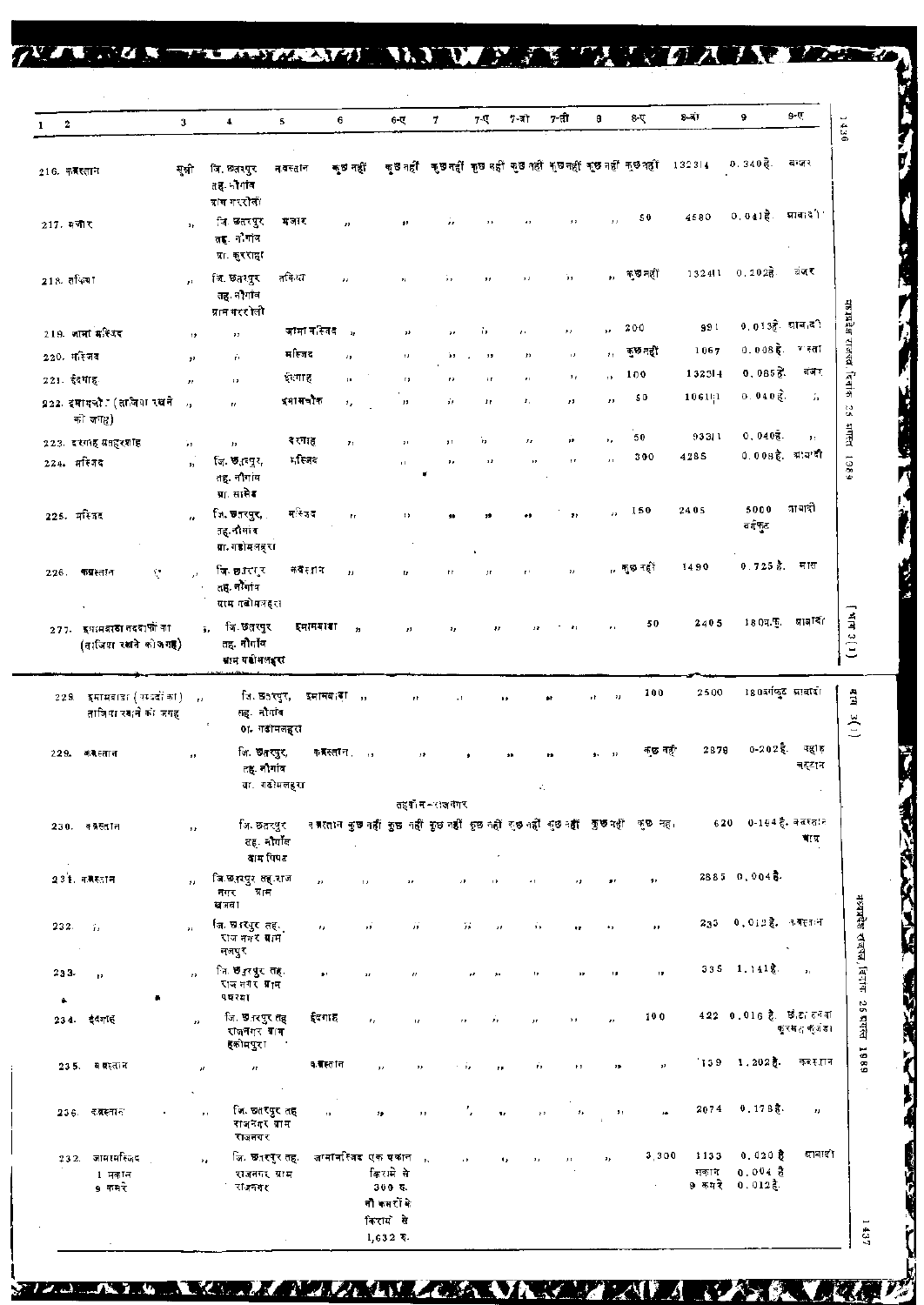| 1 2 | 3 | 4 | 5 | 6 | 6-ए | 7 | 7-ए | 7-बी | 7-सी | 8 | 8-ए | 8-बी | 9 | 9-ए |
|---|---|---|---|---|---|---|---|---|---|---|---|---|---|---|
| 216. कब्रस्तान | सुन्नी | जि. छतरपुर तह. नौगांव ग्राम गररौली | कब्रस्तान | कुछ नहीं | कुछ नहीं | कुछ नहीं | कुछ नहीं | कुछ नहीं | कुछ नहीं | कुछ नहीं | कुछ नहीं | 132/4 | 0.340 हे. | बन्जर |
| 217. मजार | ,, | जि. छतरपुर तह. नौगांव ग्रा. कुररहा | मजार | ,, | ,, | ,, | ,, | ,, | ,, | ,, | 50 | 4580 | 0.041 हे. | आबादी |
| 218. तकिया | ,, | जि. छतरपुर तह. नौगांव ग्राम गररौली | तकिया | ,, | ,, | ,, | ,, | ,, | ,, | ,, | कुछ नहीं | 132/1 | 0.202 हे. | बंजर |
| 219. जामा मस्जिद | ,, | ,, | जामा मस्जिद | ,, | ,, | ,, | ,, | ,, | ,, | ,, | 200 | 991 | 0.013 हे. | आबादी |
| 220. मस्जिद | ,, | ,, | मस्जिद | ,, | ,, | ,, | ,, | ,, | ,, | ,, | कुछ नहीं | 1067 | 0.008 हे. | रास्ता |
| 221. ईदगाह | ,, | ,, | ईदगाह | ,, | ,, | ,, | ,, | ,, | ,, | ,, | 100 | 132/4 | 0.085 हे. | बंजर |
| 222. इमामचौक (ताजिया रखने की जगह) | ,, | ,, | इमामचौक | ,, | ,, | ,, | ,, | ,, | ,, | ,, | 50 | 1061/1 | 0.040 हे. | ,, |
| 223. दरगाह मनहरशाह | ,, | ,, | दरगाह | ,, | ,, | ,, | ,, | ,, | ,, | ,, | 50 | 933/1 | 0.040 हे. | ,, |
| 224. मस्जिद | ,, | जि. छतरपुर, तह. नौगांव ग्रा. सालेह | मस्जिद | | ,, | ,, | ,, | | ,, | ,, | 300 | 4285 | 0.008 हे. | आबादी |
| 225. मस्जिद | ,, | जि. छतरपुर, तह. नौगांव ग्रा. गढोमलहरा | मस्जिद | ,, | ,, | ,, | ,, | ,, | ,, | ,, | 150 | 2405 | 5000 वर्गफुट | आबादी |
| 226. कब्रस्तान | ,, | जि. छतरपुर तह. नौगांव ग्राम गढोमलहरा | कब्रस्तान | ,, | ,, | ,, | ,, | ,, | ,, | ,, | कुछ नहीं | 1490 | 0.725 हे. | घास |
| 277. इमामबाड़ा नक्काशीं का (ताजिया रखने की जगह) | ,, | जि. छतरपुर तह. नौगांव ग्राम गढोमलहरा | इमामबाड़ा | ,, | ,, | ,, | ,, | ,, | ,, | ,, | 50 | 2405 | 180 व.फु. | आबादी |
| 228. इमामबाड़ा (मर्दों का) ताजिया रखने की जगह | ,, | जि. छतरपुर, तह. नौगांव ग्रा. गढोमलहरा | इमामबाड़ा | ,, | ,, | ,, | ,, | ,, | ,, | ,, | 100 | 2500 | 180 वर्गफुट | आबादी |
| 229. कब्रस्तान | ,, | जि. छतरपुर तह. नौगांव ग्रा. गढोमलहरा | कब्रस्तान | ,, | ,, | ,, | ,, | ,, | ,, | ,, | कुछ नहीं | 2878 | 0-202 हे. | पहाड़ चट्टान |
| | | | | | | तहसील-राजनगर | | | | | | | | |
| 230. कब्रस्तान | ,, | जि. छतरपुर तह. नौगांव ग्राम पिपट | कब्रस्तान | कुछ नहीं | कुछ नहीं | कुछ नहीं | कुछ नहीं | कुछ नहीं | कुछ नहीं | कुछ नहीं | कुछ नह. | 620 | 0-164 हे. | कब्रस्तान बाग |
| 231. कब्रस्तान | ,, | जि. छतरपुर तह. राजनगर ग्राम खजवा | ,, | ,, | ,, | ,, | ,, | ,, | ,, | ,, | ,, | 2885 | 0.004 हे. | |
| 232. ,, | ,, | जि. छतरपुर तह. राजनगर ग्राम लखपुर | ,, | ,, | ,, | ,, | ,, | ,, | ,, | ,, | ,, | 230 | 0.012 हे. | कब्रस्तान |
| 233. ,, | ,, | जि. छतरपुर तह. राजनगर ग्राम पथरहा | ,, | ,, | ,, | ,, | ,, | ,, | ,, | ,, | ,, | 335 | 1.141 हे. | ,, |
| 234. ईदगाह | ,, | जि. छतरपुर तह. राजनगर ग्राम हकीमपुरा | ईदगाह | ,, | ,, | ,, | ,, | ,, | ,, | ,, | 100 | 422 | 0.016 हे. | छोटा तालाब कुरम व बांस |
| 235. कब्रस्तान | ,, | ,, | कब्रस्तान | ,, | ,, | ,, | ,, | ,, | ,, | ,, | ,, | 139 | 1.202 हे. | कब्रस्तान |
| 236. कब्रस्तान | ,, | जि. छतरपुर तह. राजनगर ग्राम राजनगर | ,, | ,, | ,, | ,, | ,, | ,, | ,, | ,, | ,, | 2074 | 0.178 हे. | ,, |
| 232. जामामस्जिद 1 मकान 9 कमरे | ,, | जि. छतरपुर तह. राजनगर ग्राम राजनगर | जामामस्जिद | एक मकान किराये से 300 रु. नौ कमरों के किराये से 1,632 रु. | ,, | ,, | ,, | ,, | ,, | ,, | 3,300 | 1133 मकान 9 कमरे | 0.020 हे. 0.004 हे. 0.012 हे. | आबादी |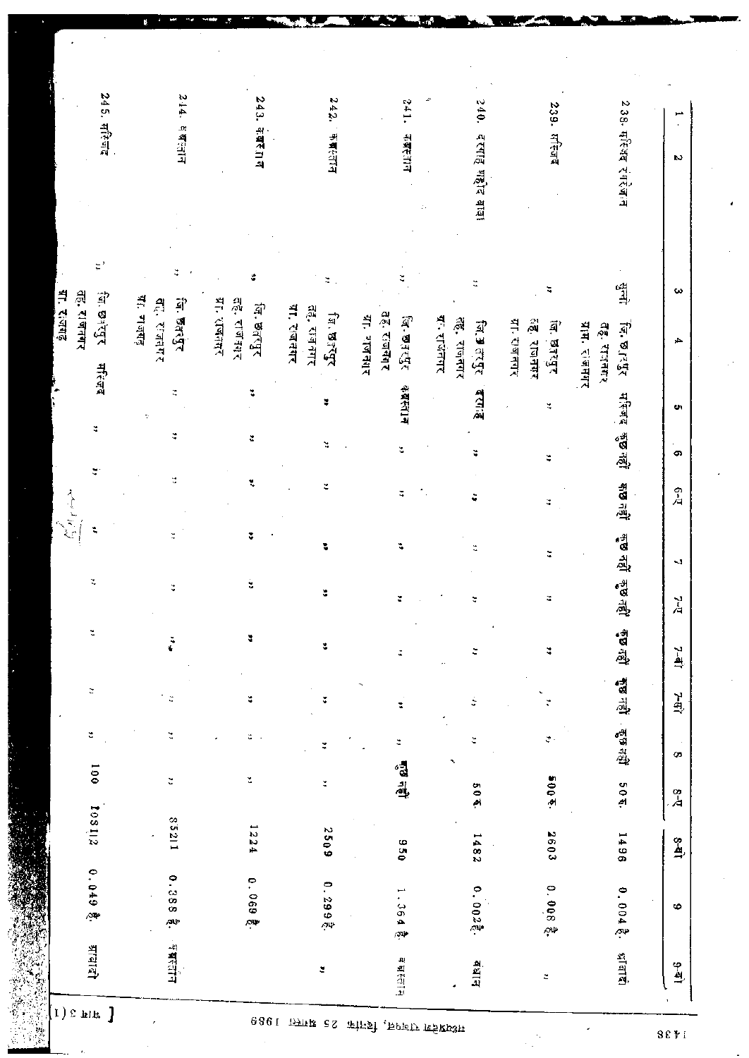| 1 2 | 3 | 4 | 5 | 6 | 6-ए | 7 | 7-ए | 7-बी | 7-सी | 8 | 8-ए | 8-बी | 9 | 9-बी |
|---|---|---|---|---|---|---|---|---|---|---|---|---|---|---|
| 238. मस्जिद रंगरेजान | सुन्नी | जि. छतरपुर तह. राजनगर ग्राम. राजनगर | मस्जिद | कुछ नहीं | कुछ नहीं | कुछ नहीं | कुछ नहीं | कुछ नहीं | कुछ नहीं | कुछ नहीं | 50 रु. | 1496 | 0.004 है. | आबादी |
| 239. मस्जिद | ,, | जि. छतरपुर तह. राजनगर ग्रा. राजनगर | ,, | ,, | ,, | ,, | ,, | ,, | ,, | ,, | 500 रु. | 2603 | 0.008 है. | ,, |
| 240. दरगाह शहीद बाबा | ,, | जि. छतरपुर तह. राजनगर ग्रा. राजनगर | दरगाह | ,, | ,, | ,, | ,, | ,, | ,, | ,, | 50 रु. | 1482 | 0.002 है. | बंजर |
| 241. कब्रस्तान | ,, | जि. छतरपुर तह. राजनगर ग्रा. राजनगर | कब्रस्तान | ,, | ,, | ,, | ,, | ,, | ,, | ,, | कुछ नहीं | 950 | 1.364 है. | कब्रस्तान |
| 242. कब्रस्तान | ,, | जि. छतरपुर तह. राजनगर ग्रा. राजनगर | ,, | ,, | ,, | ,, | ,, | ,, | ,, | ,, | ,, | 2509 | 0.299 है. | ,, |
| 243. कब्रस्तान | ,, | जि. छतरपुर तह. राजनगर ग्रा. राजनगर | ,, | ,, | ,, | ,, | ,, | ,, | ,, | ,, | ,, | 1224 | 0.069 है. | |
| 244. कब्रस्तान | ,, | जि. छतरपुर तह. राजनगर ग्रा. राजनगर | ,, | ,, | ,, | ,, | ,, | ,, | ,, | ,, | ,, | 85211 | 0.388 है. | कब्रस्तान |
| 245. मस्जिद | ,, | जि. छतरपुर तह. राजनगर ग्रा. इंजीनि | मस्जिद | ,, | ,, | ,, | ,, | ,, | ,, | ,, | 100 | 103112 | 0.049 है. | आबादी |